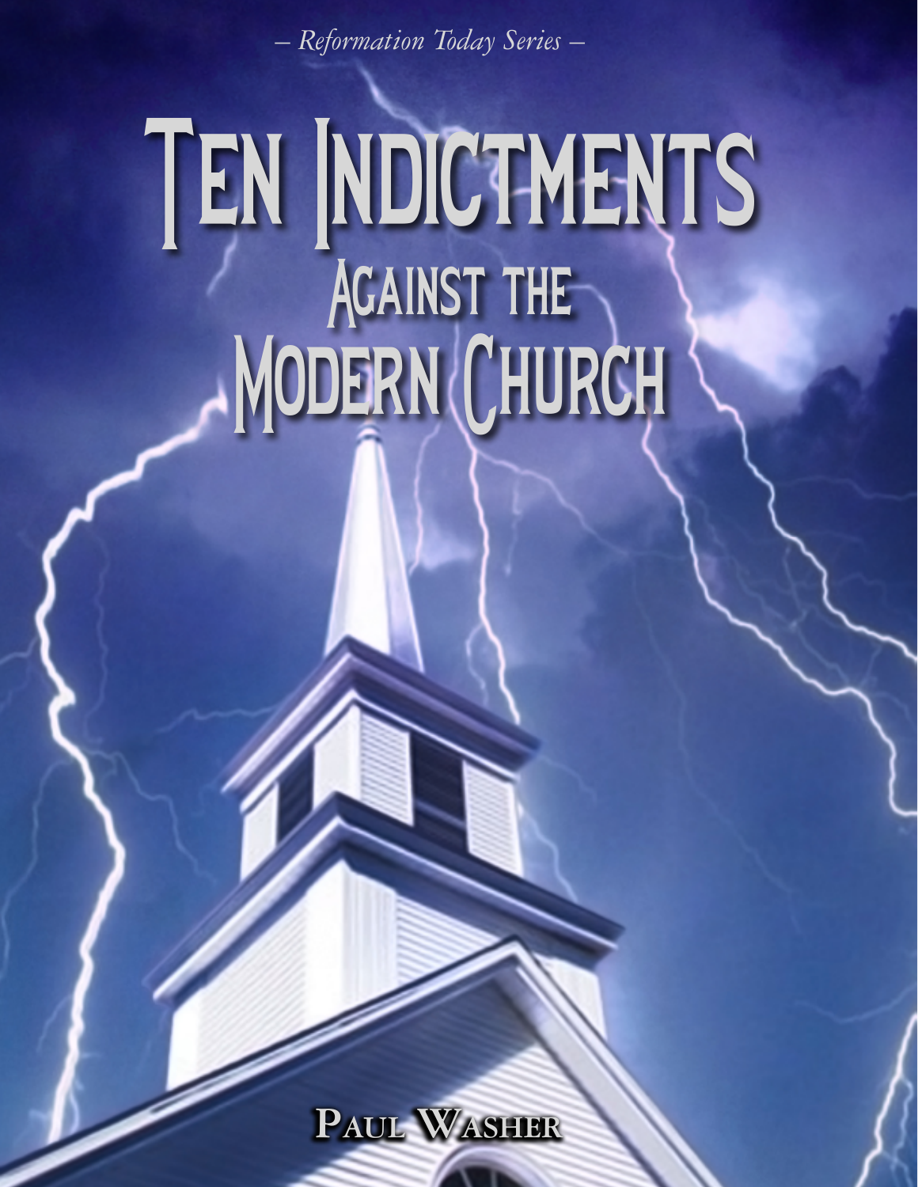*– Reformation Today Series –*

# Ten Indictments Against the Modern Church

**Paul Washer**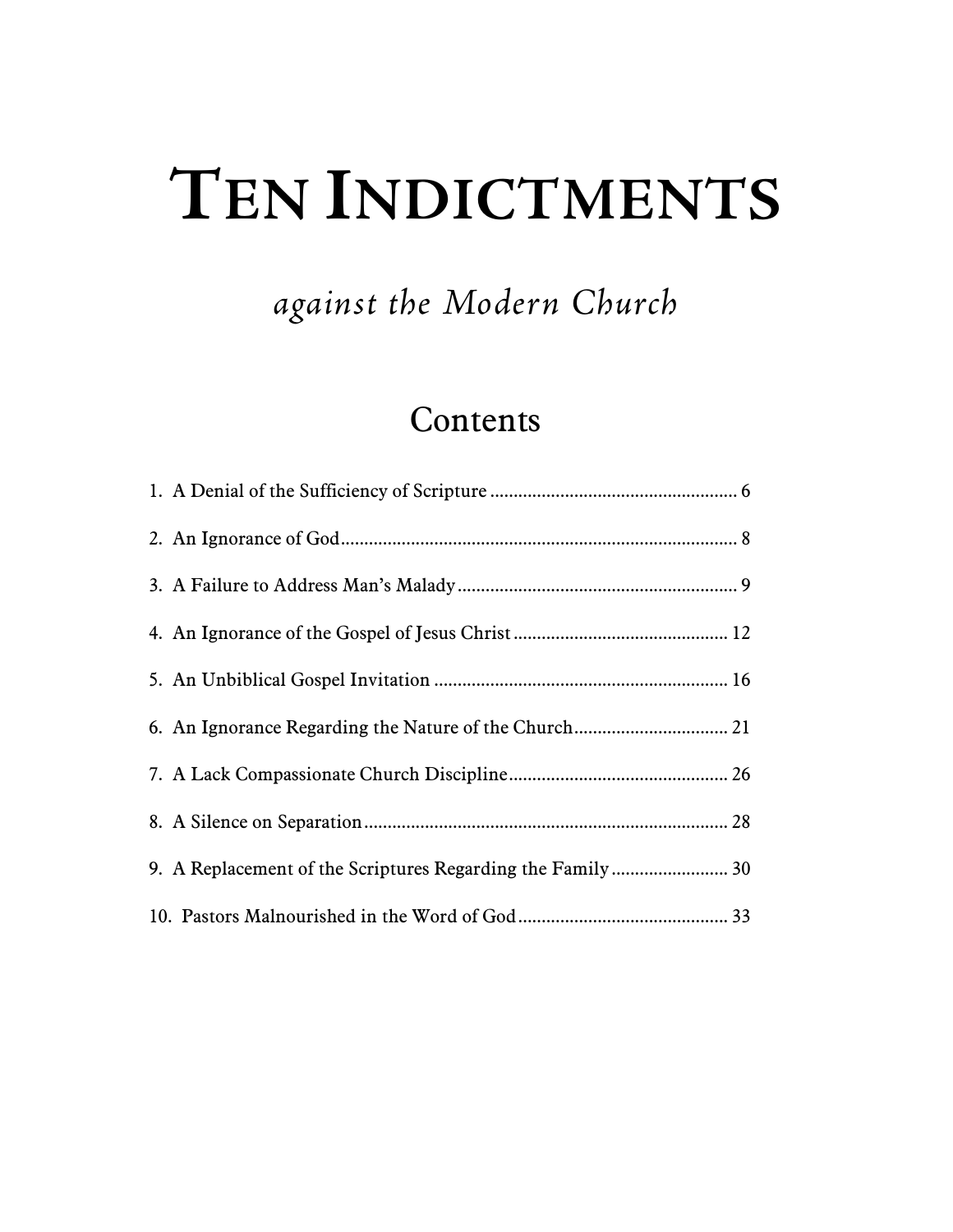# TEN INDICTMENTS

## *against the Modern Church*

## Contents

1. A Denial of the Sufficiency of Scripture ..................................................... 6
2. An Ignorance of God..................................................................................... 8
3. A Failure to Address Man's Malady........................................................... 9
4. An Ignorance of the Gospel of Jesus Christ ............................................. 12
5. An Unbiblical Gospel Invitation .............................................................. 16
6. An Ignorance Regarding the Nature of the Church................................. 21
7. A Lack Compassionate Church Discipline............................................... 26
8. A Silence on Separation ............................................................................. 28
9. A Replacement of the Scriptures Regarding the Family......................... 30
10. Pastors Malnourished in the Word of God............................................. 33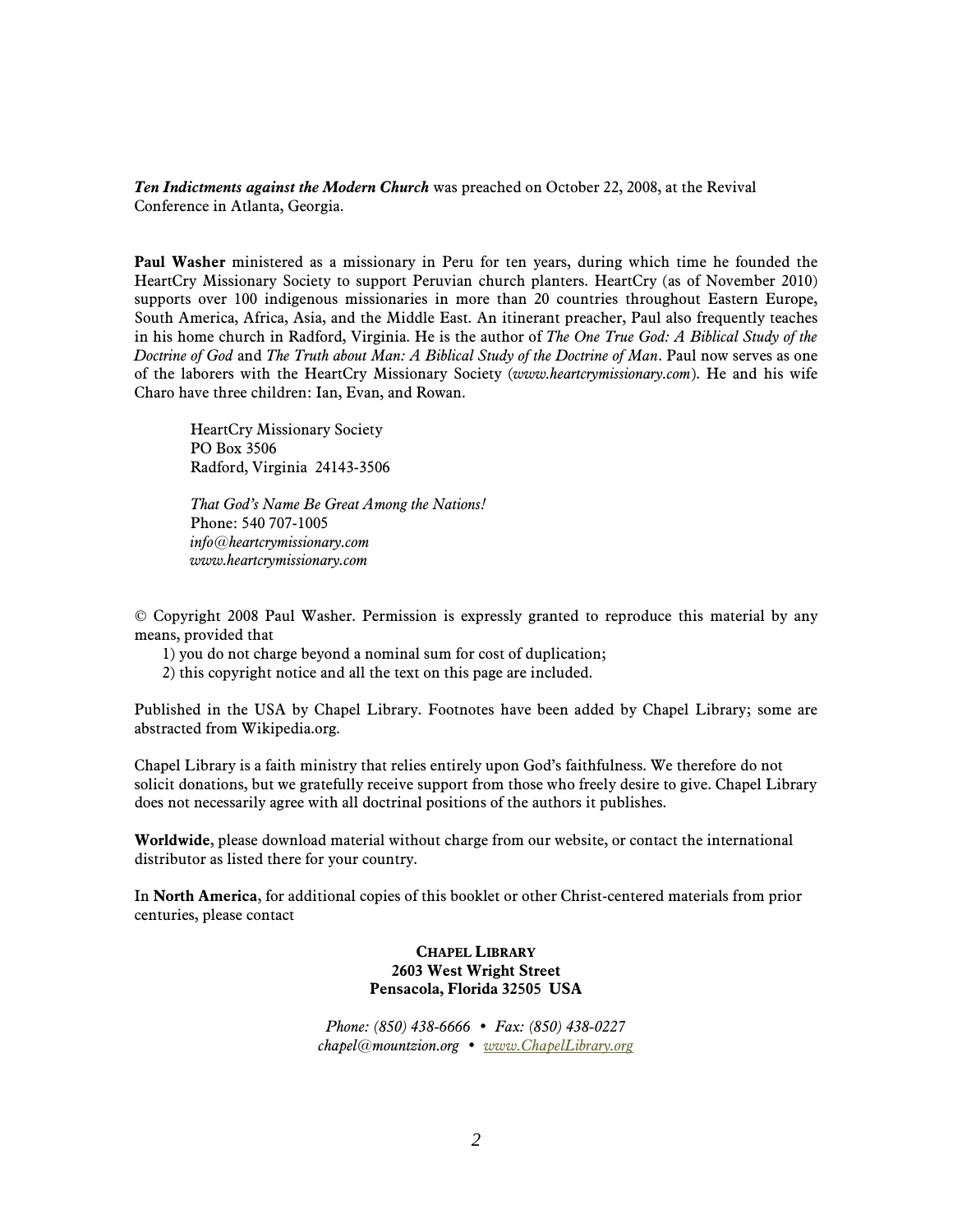***Ten Indictments against the Modern Church*** was preached on October 22, 2008, at the Revival Conference in Atlanta, Georgia.

**Paul Washer** ministered as a missionary in Peru for ten years, during which time he founded the HeartCry Missionary Society to support Peruvian church planters. HeartCry (as of November 2010) supports over 100 indigenous missionaries in more than 20 countries throughout Eastern Europe, South America, Africa, Asia, and the Middle East. An itinerant preacher, Paul also frequently teaches in his home church in Radford, Virginia. He is the author of *The One True God: A Biblical Study of the Doctrine of God* and *The Truth about Man: A Biblical Study of the Doctrine of Man*. Paul now serves as one of the laborers with the HeartCry Missionary Society (*www.heartcrymissionary.com*). He and his wife Charo have three children: Ian, Evan, and Rowan.

> HeartCry Missionary Society
> PO Box 3506
> Radford, Virginia 24143-3506
>
> *That God's Name Be Great Among the Nations!*
> Phone: 540 707-1005
> *info@heartcrymissionary.com*
> *www.heartcrymissionary.com*

© Copyright 2008 Paul Washer. Permission is expressly granted to reproduce this material by any means, provided that

1) you do not charge beyond a nominal sum for cost of duplication;
2) this copyright notice and all the text on this page are included.

Published in the USA by Chapel Library. Footnotes have been added by Chapel Library; some are abstracted from Wikipedia.org.

Chapel Library is a faith ministry that relies entirely upon God's faithfulness. We therefore do not solicit donations, but we gratefully receive support from those who freely desire to give. Chapel Library does not necessarily agree with all doctrinal positions of the authors it publishes.

**Worldwide**, please download material without charge from our website, or contact the international distributor as listed there for your country.

In **North America**, for additional copies of this booklet or other Christ-centered materials from prior centuries, please contact

**CHAPEL LIBRARY**
**2603 West Wright Street**
**Pensacola, Florida 32505 USA**

*Phone: (850) 438-6666 • Fax: (850) 438-0227*
*chapel@mountzion.org • www.ChapelLibrary.org*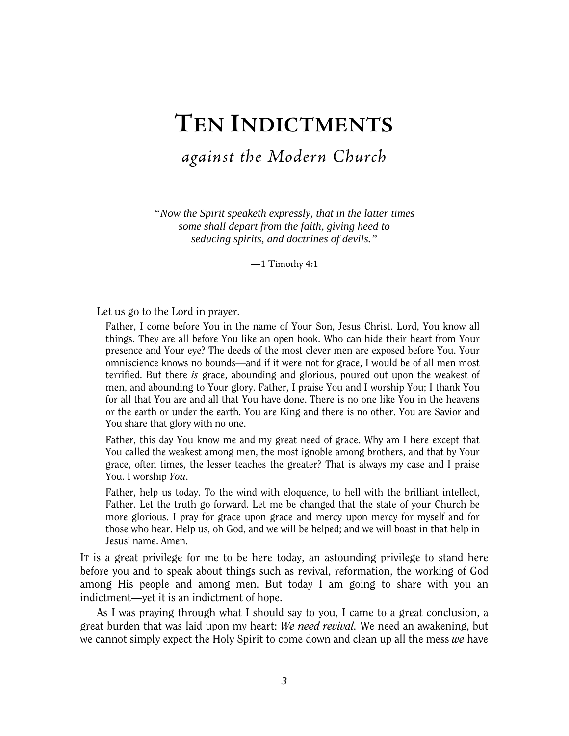# Ten Indictments

## *against the Modern Church*

> *"Now the Spirit speaketh expressly, that in the latter times some shall depart from the faith, giving heed to seducing spirits, and doctrines of devils."*
>
> —1 Timothy 4:1

Let us go to the Lord in prayer.

> Father, I come before You in the name of Your Son, Jesus Christ. Lord, You know all things. They are all before You like an open book. Who can hide their heart from Your presence and Your eye? The deeds of the most clever men are exposed before You. Your omniscience knows no bounds—and if it were not for grace, I would be of all men most terrified. But there *is* grace, abounding and glorious, poured out upon the weakest of men, and abounding to Your glory. Father, I praise You and I worship You; I thank You for all that You are and all that You have done. There is no one like You in the heavens or the earth or under the earth. You are King and there is no other. You are Savior and You share that glory with no one.
>
> Father, this day You know me and my great need of grace. Why am I here except that You called the weakest among men, the most ignoble among brothers, and that by Your grace, often times, the lesser teaches the greater? That is always my case and I praise You. I worship *You*.
>
> Father, help us today. To the wind with eloquence, to hell with the brilliant intellect, Father. Let the truth go forward. Let me be changed that the state of your Church be more glorious. I pray for grace upon grace and mercy upon mercy for myself and for those who hear. Help us, oh God, and we will be helped; and we will boast in that help in Jesus' name. Amen.

It is a great privilege for me to be here today, an astounding privilege to stand here before you and to speak about things such as revival, reformation, the working of God among His people and among men. But today I am going to share with you an indictment—yet it is an indictment of hope.

As I was praying through what I should say to you, I came to a great conclusion, a great burden that was laid upon my heart: *We need revival.* We need an awakening, but we cannot simply expect the Holy Spirit to come down and clean up all the mess *we* have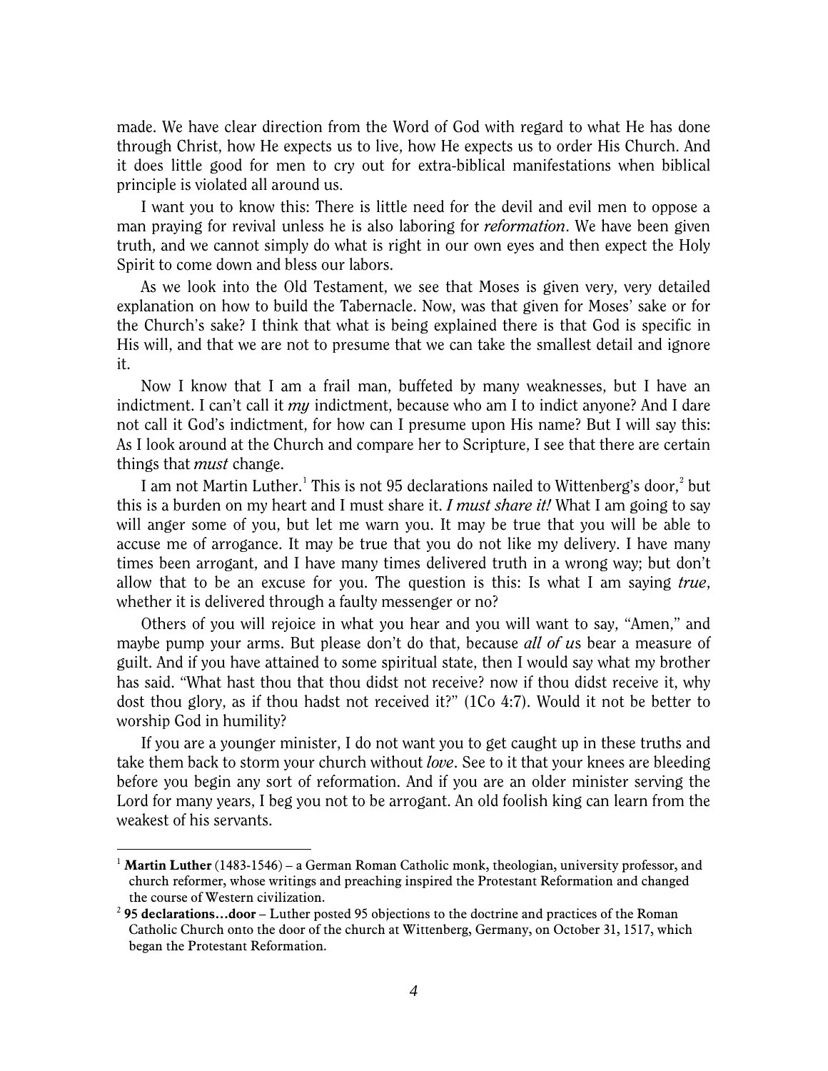made. We have clear direction from the Word of God with regard to what He has done through Christ, how He expects us to live, how He expects us to order His Church. And it does little good for men to cry out for extra-biblical manifestations when biblical principle is violated all around us.

I want you to know this: There is little need for the devil and evil men to oppose a man praying for revival unless he is also laboring for *reformation*. We have been given truth, and we cannot simply do what is right in our own eyes and then expect the Holy Spirit to come down and bless our labors.

As we look into the Old Testament, we see that Moses is given very, very detailed explanation on how to build the Tabernacle. Now, was that given for Moses' sake or for the Church's sake? I think that what is being explained there is that God is specific in His will, and that we are not to presume that we can take the smallest detail and ignore it.

Now I know that I am a frail man, buffeted by many weaknesses, but I have an indictment. I can't call it *my* indictment, because who am I to indict anyone? And I dare not call it God's indictment, for how can I presume upon His name? But I will say this: As I look around at the Church and compare her to Scripture, I see that there are certain things that *must* change.

I am not Martin Luther.[1] This is not 95 declarations nailed to Wittenberg's door,[2] but this is a burden on my heart and I must share it. *I must share it!* What I am going to say will anger some of you, but let me warn you. It may be true that you will be able to accuse me of arrogance. It may be true that you do not like my delivery. I have many times been arrogant, and I have many times delivered truth in a wrong way; but don't allow that to be an excuse for you. The question is this: Is what I am saying *true*, whether it is delivered through a faulty messenger or no?

Others of you will rejoice in what you hear and you will want to say, "Amen," and maybe pump your arms. But please don't do that, because *all of us* bear a measure of guilt. And if you have attained to some spiritual state, then I would say what my brother has said. "What hast thou that thou didst not receive? now if thou didst receive it, why dost thou glory, as if thou hadst not received it?" (1Co 4:7). Would it not be better to worship God in humility?

If you are a younger minister, I do not want you to get caught up in these truths and take them back to storm your church without *love*. See to it that your knees are bleeding before you begin any sort of reformation. And if you are an older minister serving the Lord for many years, I beg you not to be arrogant. An old foolish king can learn from the weakest of his servants.

---

[1] **Martin Luther** (1483-1546) – a German Roman Catholic monk, theologian, university professor, and church reformer, whose writings and preaching inspired the Protestant Reformation and changed the course of Western civilization.

[2] **95 declarations…door** – Luther posted 95 objections to the doctrine and practices of the Roman Catholic Church onto the door of the church at Wittenberg, Germany, on October 31, 1517, which began the Protestant Reformation.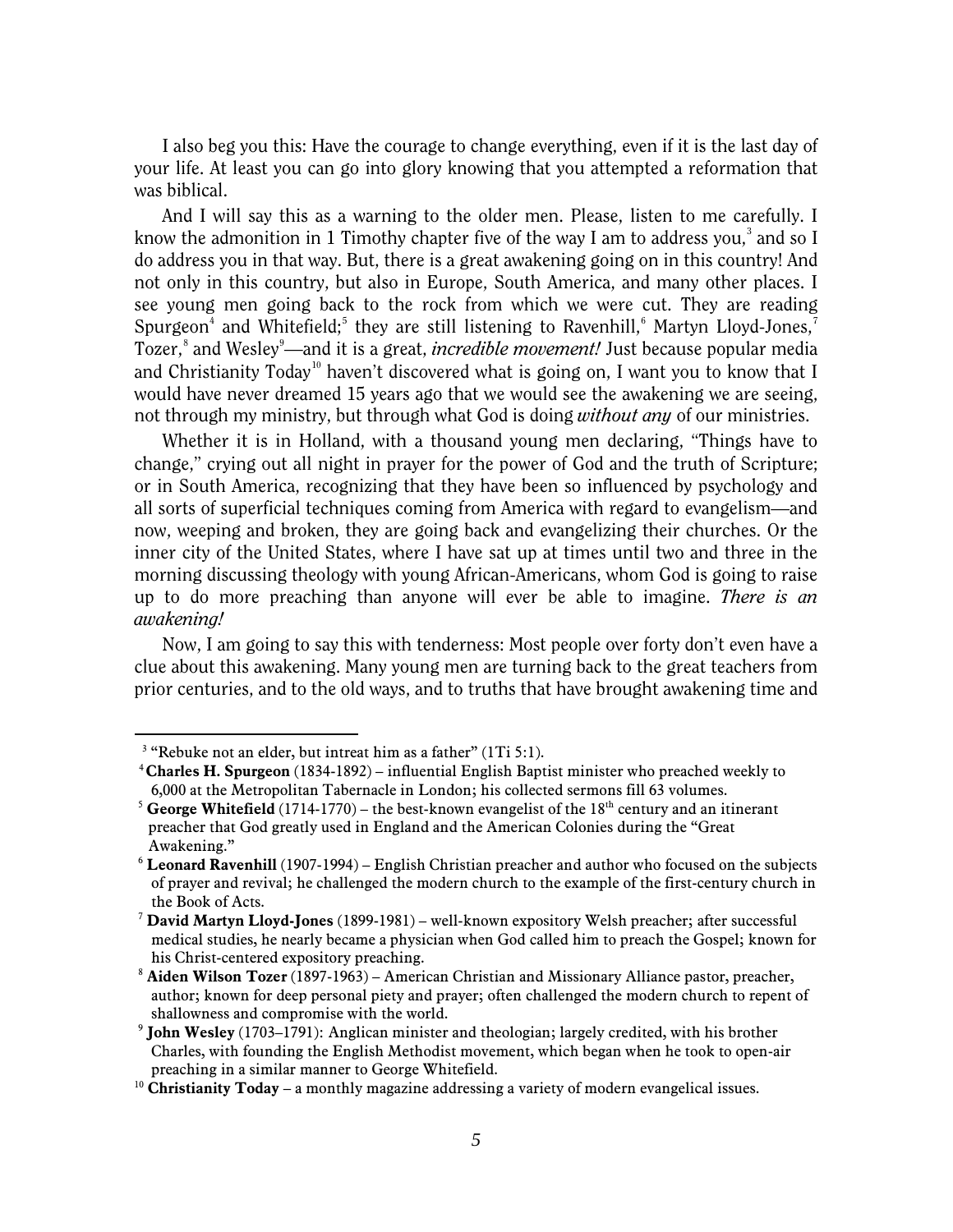I also beg you this: Have the courage to change everything, even if it is the last day of your life. At least you can go into glory knowing that you attempted a reformation that was biblical.

And I will say this as a warning to the older men. Please, listen to me carefully. I know the admonition in 1 Timothy chapter five of the way I am to address you,[3] and so I do address you in that way. But, there is a great awakening going on in this country! And not only in this country, but also in Europe, South America, and many other places. I see young men going back to the rock from which we were cut. They are reading Spurgeon[4] and Whitefield;[5] they are still listening to Ravenhill,[6] Martyn Lloyd-Jones,[7] Tozer,[8] and Wesley[9]—and it is a great, *incredible movement!* Just because popular media and Christianity Today[10] haven't discovered what is going on, I want you to know that I would have never dreamed 15 years ago that we would see the awakening we are seeing, not through my ministry, but through what God is doing *without any* of our ministries.

Whether it is in Holland, with a thousand young men declaring, "Things have to change," crying out all night in prayer for the power of God and the truth of Scripture; or in South America, recognizing that they have been so influenced by psychology and all sorts of superficial techniques coming from America with regard to evangelism—and now, weeping and broken, they are going back and evangelizing their churches. Or the inner city of the United States, where I have sat up at times until two and three in the morning discussing theology with young African-Americans, whom God is going to raise up to do more preaching than anyone will ever be able to imagine. *There is an awakening!*

Now, I am going to say this with tenderness: Most people over forty don't even have a clue about this awakening. Many young men are turning back to the great teachers from prior centuries, and to the old ways, and to truths that have brought awakening time and

---

[3] "Rebuke not an elder, but intreat him as a father" (1Ti 5:1).

[4] **Charles H. Spurgeon** (1834-1892) – influential English Baptist minister who preached weekly to 6,000 at the Metropolitan Tabernacle in London; his collected sermons fill 63 volumes.

[5] **George Whitefield** (1714-1770) – the best-known evangelist of the 18th century and an itinerant preacher that God greatly used in England and the American Colonies during the "Great Awakening."

[6] **Leonard Ravenhill** (1907-1994) – English Christian preacher and author who focused on the subjects of prayer and revival; he challenged the modern church to the example of the first-century church in the Book of Acts.

[7] **David Martyn Lloyd-Jones** (1899-1981) – well-known expository Welsh preacher; after successful medical studies, he nearly became a physician when God called him to preach the Gospel; known for his Christ-centered expository preaching.

[8] **Aiden Wilson Tozer** (1897-1963) – American Christian and Missionary Alliance pastor, preacher, author; known for deep personal piety and prayer; often challenged the modern church to repent of shallowness and compromise with the world.

[9] **John Wesley** (1703–1791): Anglican minister and theologian; largely credited, with his brother Charles, with founding the English Methodist movement, which began when he took to open-air preaching in a similar manner to George Whitefield.

[10] **Christianity Today** – a monthly magazine addressing a variety of modern evangelical issues.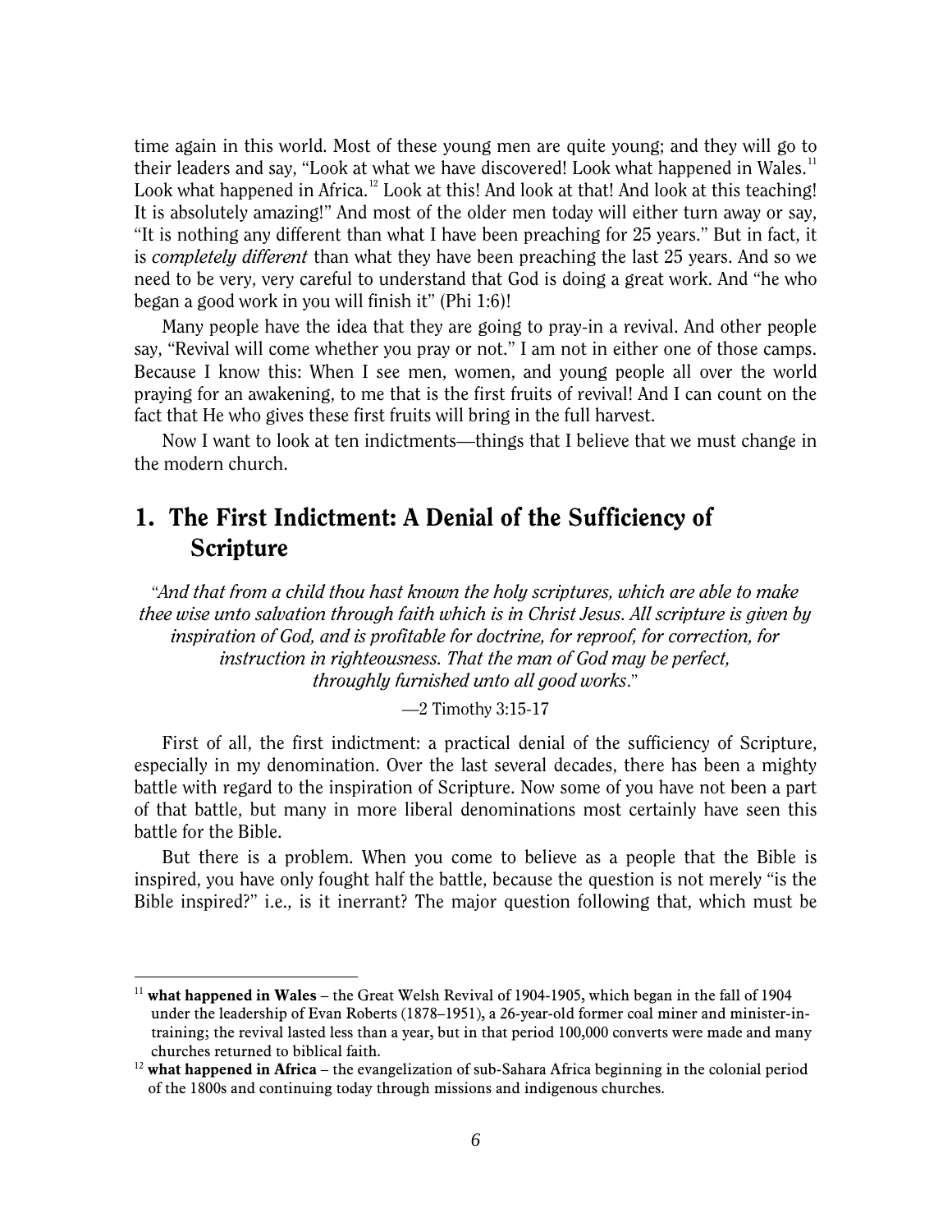time again in this world. Most of these young men are quite young; and they will go to their leaders and say, "Look at what we have discovered! Look what happened in Wales.[11] Look what happened in Africa.[12] Look at this! And look at that! And look at this teaching! It is absolutely amazing!" And most of the older men today will either turn away or say, "It is nothing any different than what I have been preaching for 25 years." But in fact, it is *completely different* than what they have been preaching the last 25 years. And so we need to be very, very careful to understand that God is doing a great work. And "he who began a good work in you will finish it" (Phi 1:6)!

Many people have the idea that they are going to pray-in a revival. And other people say, "Revival will come whether you pray or not." I am not in either one of those camps. Because I know this: When I see men, women, and young people all over the world praying for an awakening, to me that is the first fruits of revival! And I can count on the fact that He who gives these first fruits will bring in the full harvest.

Now I want to look at ten indictments—things that I believe that we must change in the modern church.

## 1. The First Indictment: A Denial of the Sufficiency of Scripture

*"And that from a child thou hast known the holy scriptures, which are able to make thee wise unto salvation through faith which is in Christ Jesus. All scripture is given by inspiration of God, and is profitable for doctrine, for reproof, for correction, for instruction in righteousness. That the man of God may be perfect, throughly furnished unto all good works."*

—2 Timothy 3:15-17

First of all, the first indictment: a practical denial of the sufficiency of Scripture, especially in my denomination. Over the last several decades, there has been a mighty battle with regard to the inspiration of Scripture. Now some of you have not been a part of that battle, but many in more liberal denominations most certainly have seen this battle for the Bible.

But there is a problem. When you come to believe as a people that the Bible is inspired, you have only fought half the battle, because the question is not merely "is the Bible inspired?" i.e., is it inerrant? The major question following that, which must be

---

[11] **what happened in Wales** – the Great Welsh Revival of 1904-1905, which began in the fall of 1904 under the leadership of Evan Roberts (1878–1951), a 26-year-old former coal miner and minister-in-training; the revival lasted less than a year, but in that period 100,000 converts were made and many churches returned to biblical faith.

[12] **what happened in Africa** – the evangelization of sub-Sahara Africa beginning in the colonial period of the 1800s and continuing today through missions and indigenous churches.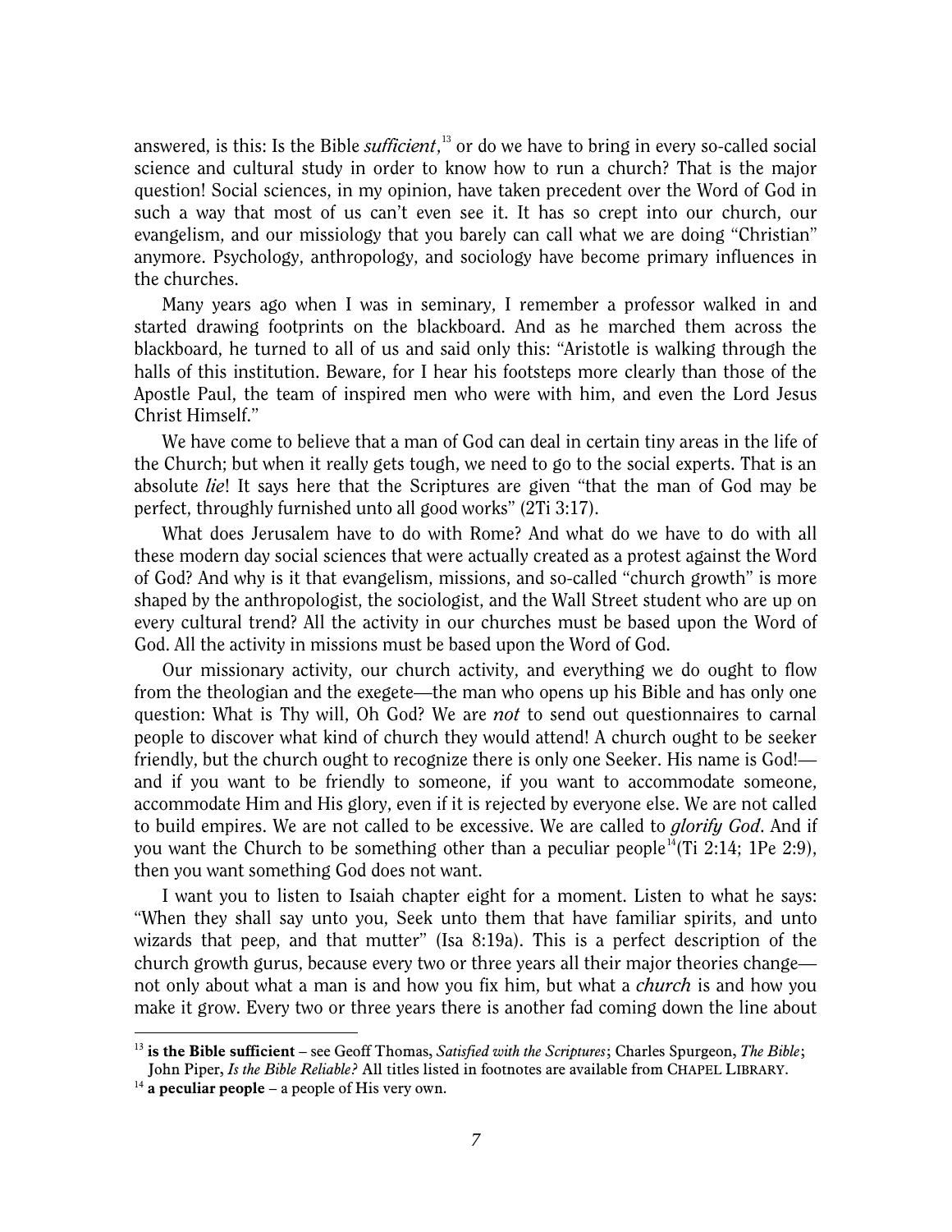answered, is this: Is the Bible *sufficient*,[13] or do we have to bring in every so-called social science and cultural study in order to know how to run a church? That is the major question! Social sciences, in my opinion, have taken precedent over the Word of God in such a way that most of us can't even see it. It has so crept into our church, our evangelism, and our missiology that you barely can call what we are doing "Christian" anymore. Psychology, anthropology, and sociology have become primary influences in the churches.

Many years ago when I was in seminary, I remember a professor walked in and started drawing footprints on the blackboard. And as he marched them across the blackboard, he turned to all of us and said only this: "Aristotle is walking through the halls of this institution. Beware, for I hear his footsteps more clearly than those of the Apostle Paul, the team of inspired men who were with him, and even the Lord Jesus Christ Himself."

We have come to believe that a man of God can deal in certain tiny areas in the life of the Church; but when it really gets tough, we need to go to the social experts. That is an absolute *lie*! It says here that the Scriptures are given "that the man of God may be perfect, throughly furnished unto all good works" (2Ti 3:17).

What does Jerusalem have to do with Rome? And what do we have to do with all these modern day social sciences that were actually created as a protest against the Word of God? And why is it that evangelism, missions, and so-called "church growth" is more shaped by the anthropologist, the sociologist, and the Wall Street student who are up on every cultural trend? All the activity in our churches must be based upon the Word of God. All the activity in missions must be based upon the Word of God.

Our missionary activity, our church activity, and everything we do ought to flow from the theologian and the exegete—the man who opens up his Bible and has only one question: What is Thy will, Oh God? We are *not* to send out questionnaires to carnal people to discover what kind of church they would attend! A church ought to be seeker friendly, but the church ought to recognize there is only one Seeker. His name is God!—and if you want to be friendly to someone, if you want to accommodate someone, accommodate Him and His glory, even if it is rejected by everyone else. We are not called to build empires. We are not called to be excessive. We are called to *glorify God*. And if you want the Church to be something other than a peculiar people[14](Ti 2:14; 1Pe 2:9), then you want something God does not want.

I want you to listen to Isaiah chapter eight for a moment. Listen to what he says: "When they shall say unto you, Seek unto them that have familiar spirits, and unto wizards that peep, and that mutter" (Isa 8:19a). This is a perfect description of the church growth gurus, because every two or three years all their major theories change—not only about what a man is and how you fix him, but what a *church* is and how you make it grow. Every two or three years there is another fad coming down the line about

---

[13] **is the Bible sufficient** – see Geoff Thomas, *Satisfied with the Scriptures*; Charles Spurgeon, *The Bible*; John Piper, *Is the Bible Reliable?* All titles listed in footnotes are available from CHAPEL LIBRARY.

[14] **a peculiar people** – a people of His very own.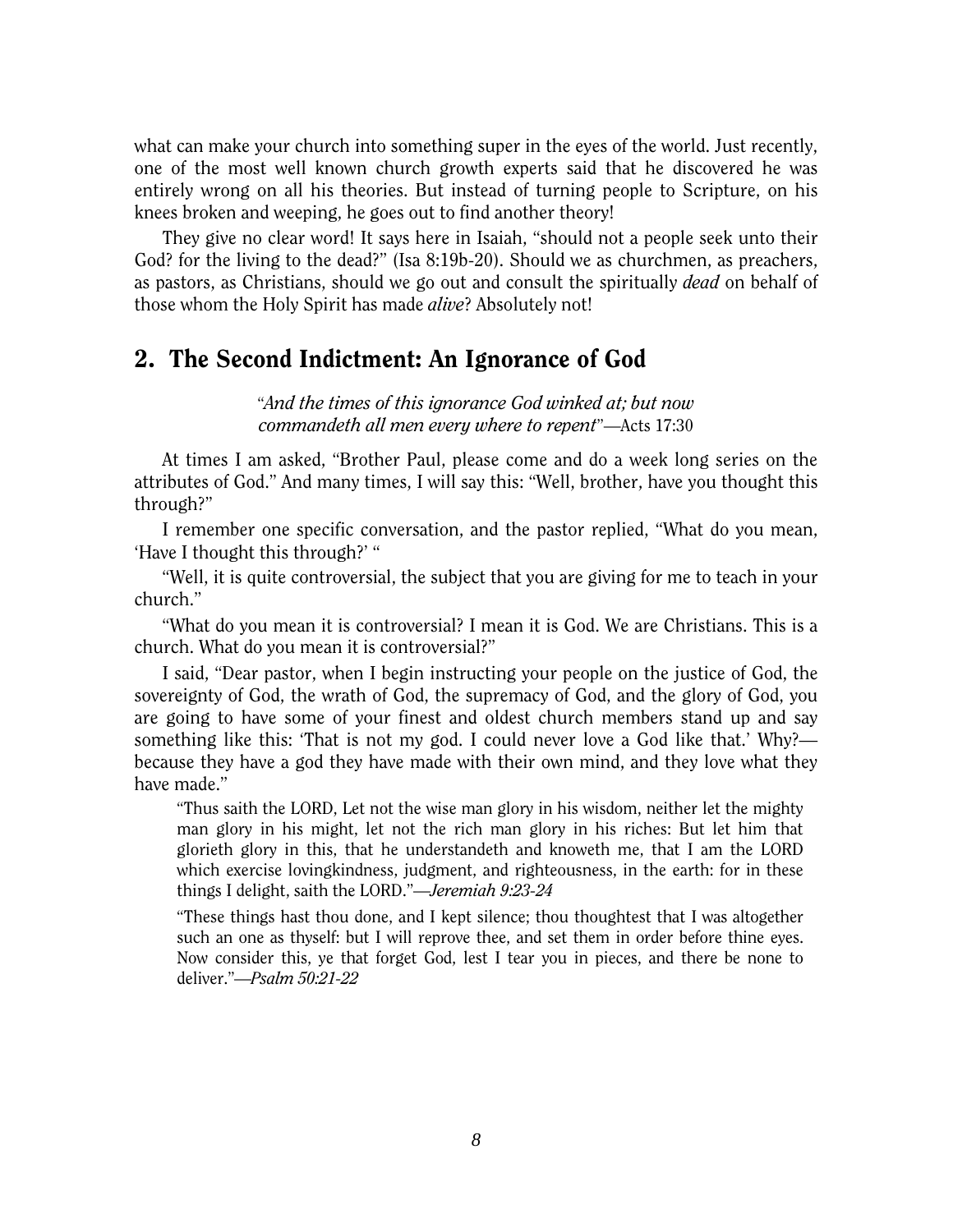what can make your church into something super in the eyes of the world. Just recently, one of the most well known church growth experts said that he discovered he was entirely wrong on all his theories. But instead of turning people to Scripture, on his knees broken and weeping, he goes out to find another theory!

They give no clear word! It says here in Isaiah, "should not a people seek unto their God? for the living to the dead?" (Isa 8:19b-20). Should we as churchmen, as preachers, as pastors, as Christians, should we go out and consult the spiritually *dead* on behalf of those whom the Holy Spirit has made *alive*? Absolutely not!

## 2. The Second Indictment: An Ignorance of God

> *"And the times of this ignorance God winked at; but now commandeth all men every where to repent"*—Acts 17:30

At times I am asked, "Brother Paul, please come and do a week long series on the attributes of God." And many times, I will say this: "Well, brother, have you thought this through?"

I remember one specific conversation, and the pastor replied, "What do you mean, 'Have I thought this through?' "

"Well, it is quite controversial, the subject that you are giving for me to teach in your church."

"What do you mean it is controversial? I mean it is God. We are Christians. This is a church. What do you mean it is controversial?"

I said, "Dear pastor, when I begin instructing your people on the justice of God, the sovereignty of God, the wrath of God, the supremacy of God, and the glory of God, you are going to have some of your finest and oldest church members stand up and say something like this: 'That is not my god. I could never love a God like that.' Why?—because they have a god they have made with their own mind, and they love what they have made."

> "Thus saith the LORD, Let not the wise man glory in his wisdom, neither let the mighty man glory in his might, let not the rich man glory in his riches: But let him that glorieth glory in this, that he understandeth and knoweth me, that I am the LORD which exercise lovingkindness, judgment, and righteousness, in the earth: for in these things I delight, saith the LORD."—*Jeremiah 9:23-24*

> "These things hast thou done, and I kept silence; thou thoughtest that I was altogether such an one as thyself: but I will reprove thee, and set them in order before thine eyes. Now consider this, ye that forget God, lest I tear you in pieces, and there be none to deliver."—*Psalm 50:21-22*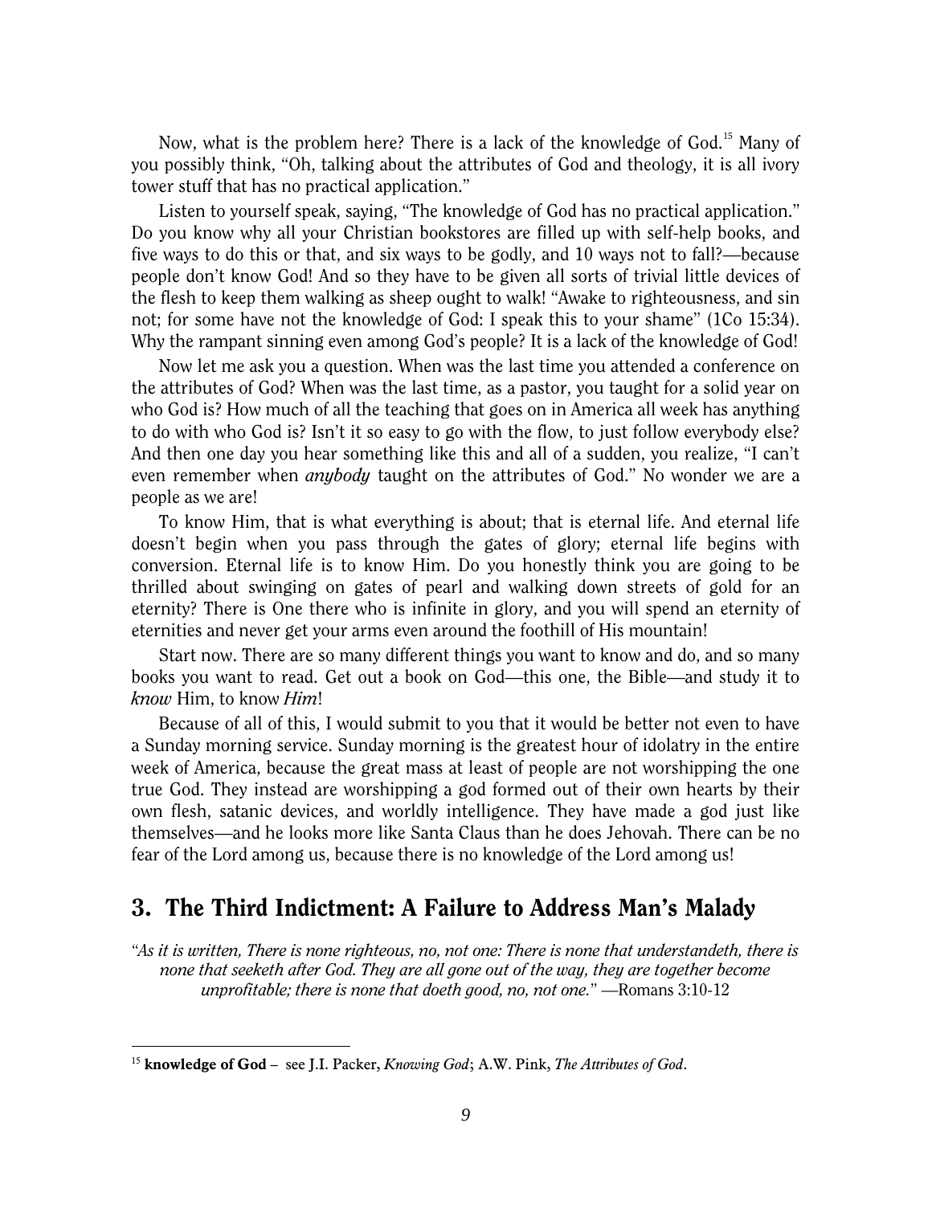Now, what is the problem here? There is a lack of the knowledge of God.[15] Many of you possibly think, "Oh, talking about the attributes of God and theology, it is all ivory tower stuff that has no practical application."

Listen to yourself speak, saying, "The knowledge of God has no practical application." Do you know why all your Christian bookstores are filled up with self-help books, and five ways to do this or that, and six ways to be godly, and 10 ways not to fall?—because people don't know God! And so they have to be given all sorts of trivial little devices of the flesh to keep them walking as sheep ought to walk! "Awake to righteousness, and sin not; for some have not the knowledge of God: I speak this to your shame" (1Co 15:34). Why the rampant sinning even among God's people? It is a lack of the knowledge of God!

Now let me ask you a question. When was the last time you attended a conference on the attributes of God? When was the last time, as a pastor, you taught for a solid year on who God is? How much of all the teaching that goes on in America all week has anything to do with who God is? Isn't it so easy to go with the flow, to just follow everybody else? And then one day you hear something like this and all of a sudden, you realize, "I can't even remember when *anybody* taught on the attributes of God." No wonder we are a people as we are!

To know Him, that is what everything is about; that is eternal life. And eternal life doesn't begin when you pass through the gates of glory; eternal life begins with conversion. Eternal life is to know Him. Do you honestly think you are going to be thrilled about swinging on gates of pearl and walking down streets of gold for an eternity? There is One there who is infinite in glory, and you will spend an eternity of eternities and never get your arms even around the foothill of His mountain!

Start now. There are so many different things you want to know and do, and so many books you want to read. Get out a book on God—this one, the Bible—and study it to *know* Him, to know *Him*!

Because of all of this, I would submit to you that it would be better not even to have a Sunday morning service. Sunday morning is the greatest hour of idolatry in the entire week of America, because the great mass at least of people are not worshipping the one true God. They instead are worshipping a god formed out of their own hearts by their own flesh, satanic devices, and worldly intelligence. They have made a god just like themselves—and he looks more like Santa Claus than he does Jehovah. There can be no fear of the Lord among us, because there is no knowledge of the Lord among us!

## 3. The Third Indictment: A Failure to Address Man's Malady

*"As it is written, There is none righteous, no, not one: There is none that understandeth, there is none that seeketh after God. They are all gone out of the way, they are together become unprofitable; there is none that doeth good, no, not one."* —Romans 3:10-12

---

[15] **knowledge of God** – see J.I. Packer, *Knowing God*; A.W. Pink, *The Attributes of God*.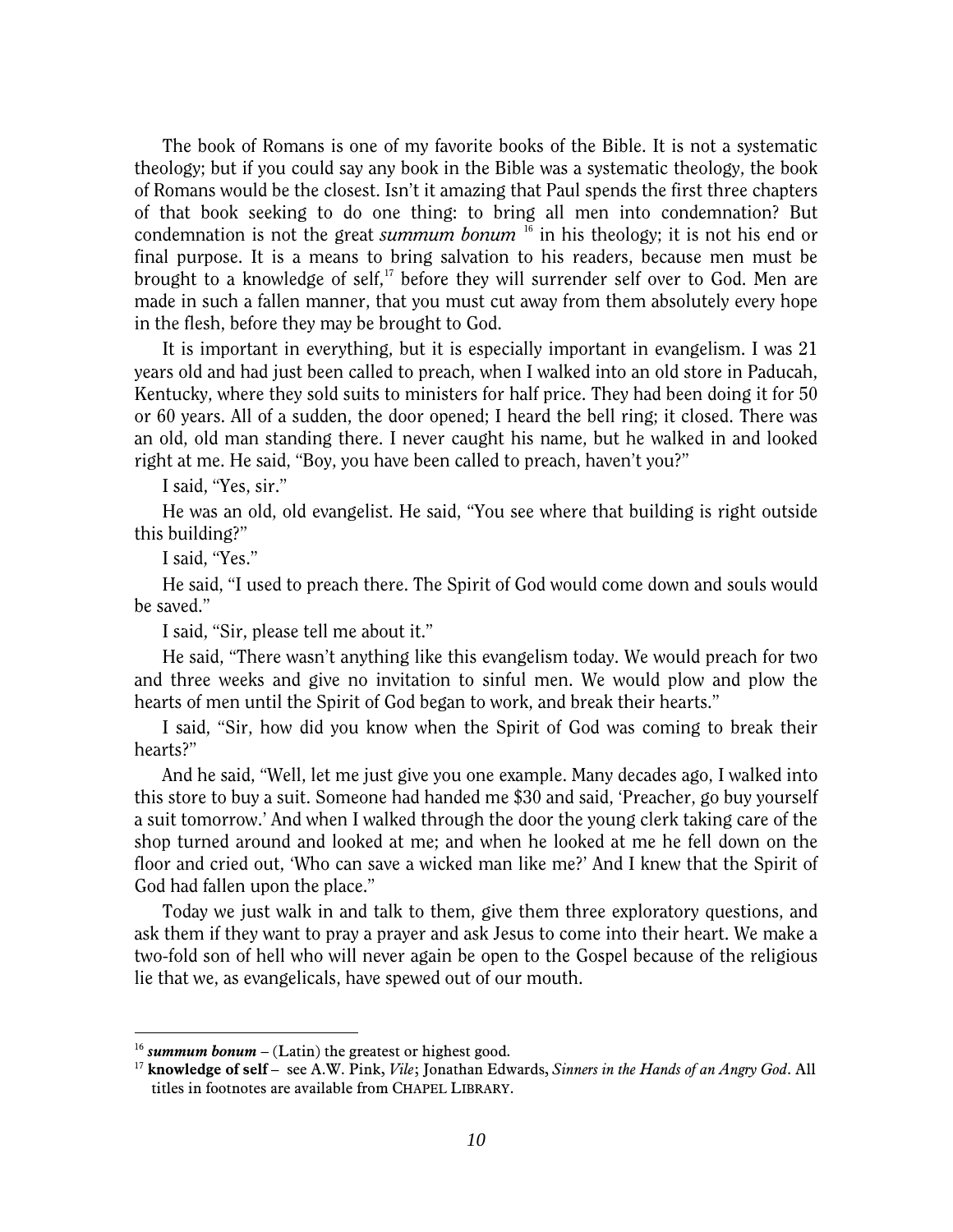The book of Romans is one of my favorite books of the Bible. It is not a systematic theology; but if you could say any book in the Bible was a systematic theology, the book of Romans would be the closest. Isn't it amazing that Paul spends the first three chapters of that book seeking to do one thing: to bring all men into condemnation? But condemnation is not the great ***summum bonum*** [16] in his theology; it is not his end or final purpose. It is a means to bring salvation to his readers, because men must be brought to a knowledge of self,[17] before they will surrender self over to God. Men are made in such a fallen manner, that you must cut away from them absolutely every hope in the flesh, before they may be brought to God.

It is important in everything, but it is especially important in evangelism. I was 21 years old and had just been called to preach, when I walked into an old store in Paducah, Kentucky, where they sold suits to ministers for half price. They had been doing it for 50 or 60 years. All of a sudden, the door opened; I heard the bell ring; it closed. There was an old, old man standing there. I never caught his name, but he walked in and looked right at me. He said, "Boy, you have been called to preach, haven't you?"

I said, "Yes, sir."

He was an old, old evangelist. He said, "You see where that building is right outside this building?"

I said, "Yes."

He said, "I used to preach there. The Spirit of God would come down and souls would be saved."

I said, "Sir, please tell me about it."

He said, "There wasn't anything like this evangelism today. We would preach for two and three weeks and give no invitation to sinful men. We would plow and plow the hearts of men until the Spirit of God began to work, and break their hearts."

I said, "Sir, how did you know when the Spirit of God was coming to break their hearts?"

And he said, "Well, let me just give you one example. Many decades ago, I walked into this store to buy a suit. Someone had handed me $30 and said, 'Preacher, go buy yourself a suit tomorrow.' And when I walked through the door the young clerk taking care of the shop turned around and looked at me; and when he looked at me he fell down on the floor and cried out, 'Who can save a wicked man like me?' And I knew that the Spirit of God had fallen upon the place."

Today we just walk in and talk to them, give them three exploratory questions, and ask them if they want to pray a prayer and ask Jesus to come into their heart. We make a two-fold son of hell who will never again be open to the Gospel because of the religious lie that we, as evangelicals, have spewed out of our mouth.

---

[16] ***summum bonum*** – (Latin) the greatest or highest good.

[17] **knowledge of self** – see A.W. Pink, *Vile*; Jonathan Edwards, *Sinners in the Hands of an Angry God*. All titles in footnotes are available from CHAPEL LIBRARY.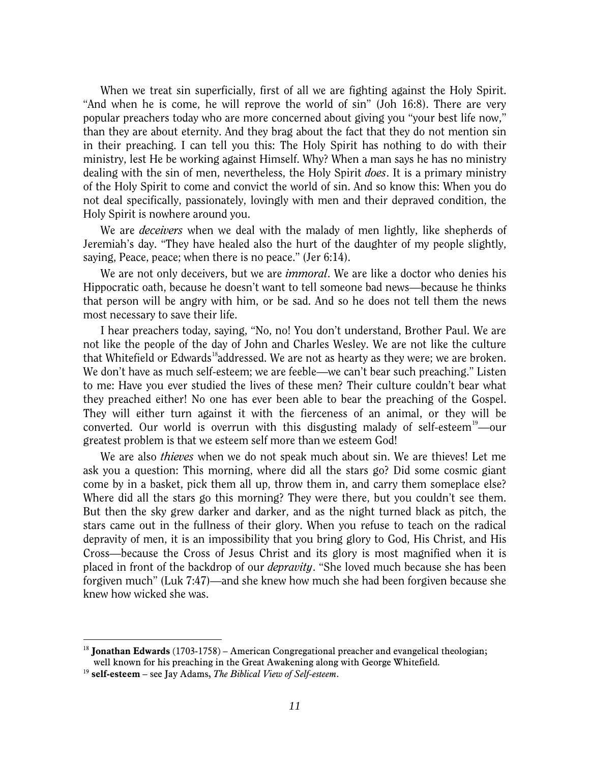When we treat sin superficially, first of all we are fighting against the Holy Spirit. "And when he is come, he will reprove the world of sin" (Joh 16:8). There are very popular preachers today who are more concerned about giving you "your best life now," than they are about eternity. And they brag about the fact that they do not mention sin in their preaching. I can tell you this: The Holy Spirit has nothing to do with their ministry, lest He be working against Himself. Why? When a man says he has no ministry dealing with the sin of men, nevertheless, the Holy Spirit *does*. It is a primary ministry of the Holy Spirit to come and convict the world of sin. And so know this: When you do not deal specifically, passionately, lovingly with men and their depraved condition, the Holy Spirit is nowhere around you.

We are *deceivers* when we deal with the malady of men lightly, like shepherds of Jeremiah's day. "They have healed also the hurt of the daughter of my people slightly, saying, Peace, peace; when there is no peace." (Jer 6:14).

We are not only deceivers, but we are *immoral*. We are like a doctor who denies his Hippocratic oath, because he doesn't want to tell someone bad news—because he thinks that person will be angry with him, or be sad. And so he does not tell them the news most necessary to save their life.

I hear preachers today, saying, "No, no! You don't understand, Brother Paul. We are not like the people of the day of John and Charles Wesley. We are not like the culture that Whitefield or Edwards[18] addressed. We are not as hearty as they were; we are broken. We don't have as much self-esteem; we are feeble—we can't bear such preaching." Listen to me: Have you ever studied the lives of these men? Their culture couldn't bear what they preached either! No one has ever been able to bear the preaching of the Gospel. They will either turn against it with the fierceness of an animal, or they will be converted. Our world is overrun with this disgusting malady of self-esteem[19]—our greatest problem is that we esteem self more than we esteem God!

We are also *thieves* when we do not speak much about sin. We are thieves! Let me ask you a question: This morning, where did all the stars go? Did some cosmic giant come by in a basket, pick them all up, throw them in, and carry them someplace else? Where did all the stars go this morning? They were there, but you couldn't see them. But then the sky grew darker and darker, and as the night turned black as pitch, the stars came out in the fullness of their glory. When you refuse to teach on the radical depravity of men, it is an impossibility that you bring glory to God, His Christ, and His Cross—because the Cross of Jesus Christ and its glory is most magnified when it is placed in front of the backdrop of our *depravity*. "She loved much because she has been forgiven much" (Luk 7:47)—and she knew how much she had been forgiven because she knew how wicked she was.

---

[18] **Jonathan Edwards** (1703-1758) – American Congregational preacher and evangelical theologian; well known for his preaching in the Great Awakening along with George Whitefield.

[19] **self-esteem** – see Jay Adams, *The Biblical View of Self-esteem*.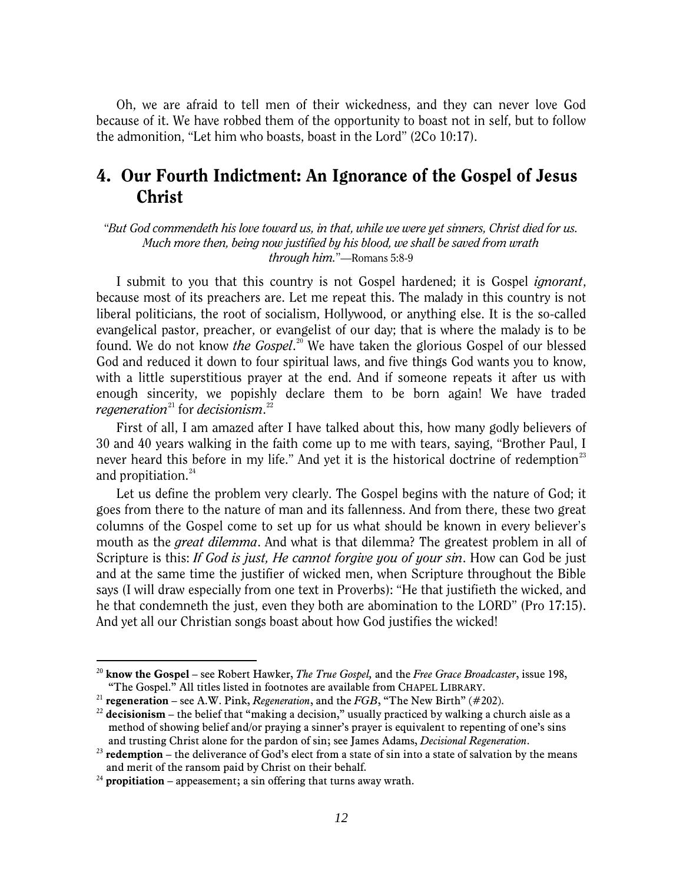Oh, we are afraid to tell men of their wickedness, and they can never love God because of it. We have robbed them of the opportunity to boast not in self, but to follow the admonition, "Let him who boasts, boast in the Lord" (2Co 10:17).

## 4. Our Fourth Indictment: An Ignorance of the Gospel of Jesus Christ

*"But God commendeth his love toward us, in that, while we were yet sinners, Christ died for us. Much more then, being now justified by his blood, we shall be saved from wrath through him."*—Romans 5:8-9

I submit to you that this country is not Gospel hardened; it is Gospel *ignorant*, because most of its preachers are. Let me repeat this. The malady in this country is not liberal politicians, the root of socialism, Hollywood, or anything else. It is the so-called evangelical pastor, preacher, or evangelist of our day; that is where the malady is to be found. We do not know *the Gospel*.[20] We have taken the glorious Gospel of our blessed God and reduced it down to four spiritual laws, and five things God wants you to know, with a little superstitious prayer at the end. And if someone repeats it after us with enough sincerity, we popishly declare them to be born again! We have traded *regeneration*[21] for *decisionism*.[22]

First of all, I am amazed after I have talked about this, how many godly believers of 30 and 40 years walking in the faith come up to me with tears, saying, "Brother Paul, I never heard this before in my life." And yet it is the historical doctrine of redemption[23] and propitiation.[24]

Let us define the problem very clearly. The Gospel begins with the nature of God; it goes from there to the nature of man and its fallenness. And from there, these two great columns of the Gospel come to set up for us what should be known in every believer's mouth as the *great dilemma*. And what is that dilemma? The greatest problem in all of Scripture is this: *If God is just, He cannot forgive you of your sin*. How can God be just and at the same time the justifier of wicked men, when Scripture throughout the Bible says (I will draw especially from one text in Proverbs): "He that justifieth the wicked, and he that condemneth the just, even they both are abomination to the LORD" (Pro 17:15). And yet all our Christian songs boast about how God justifies the wicked!

---

[20] **know the Gospel** – see Robert Hawker, *The True Gospel,* and the *Free Grace Broadcaster*, issue 198, "The Gospel." All titles listed in footnotes are available from CHAPEL LIBRARY.

[21] **regeneration** – see A.W. Pink, *Regeneration*, and the *FGB*, "The New Birth" (#202).

[22] **decisionism** – the belief that "making a decision," usually practiced by walking a church aisle as a method of showing belief and/or praying a sinner's prayer is equivalent to repenting of one's sins and trusting Christ alone for the pardon of sin; see James Adams, *Decisional Regeneration*.

[23] **redemption** – the deliverance of God's elect from a state of sin into a state of salvation by the means and merit of the ransom paid by Christ on their behalf.

[24] **propitiation** – appeasement; a sin offering that turns away wrath.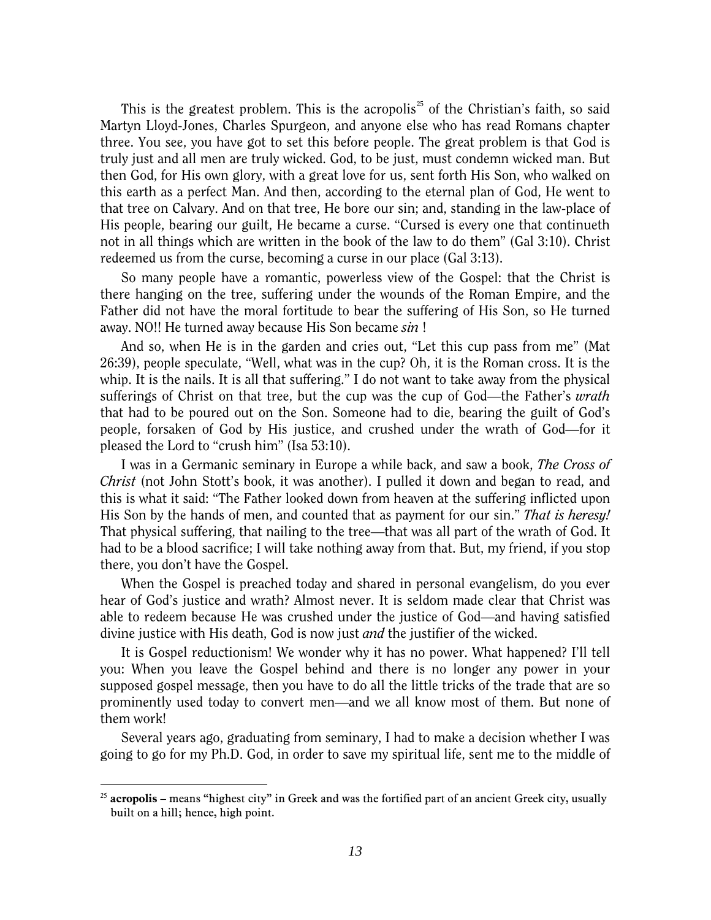This is the greatest problem. This is the acropolis[25] of the Christian's faith, so said Martyn Lloyd-Jones, Charles Spurgeon, and anyone else who has read Romans chapter three. You see, you have got to set this before people. The great problem is that God is truly just and all men are truly wicked. God, to be just, must condemn wicked man. But then God, for His own glory, with a great love for us, sent forth His Son, who walked on this earth as a perfect Man. And then, according to the eternal plan of God, He went to that tree on Calvary. And on that tree, He bore our sin; and, standing in the law-place of His people, bearing our guilt, He became a curse. "Cursed is every one that continueth not in all things which are written in the book of the law to do them" (Gal 3:10). Christ redeemed us from the curse, becoming a curse in our place (Gal 3:13).

So many people have a romantic, powerless view of the Gospel: that the Christ is there hanging on the tree, suffering under the wounds of the Roman Empire, and the Father did not have the moral fortitude to bear the suffering of His Son, so He turned away. NO!! He turned away because His Son became *sin* !

And so, when He is in the garden and cries out, "Let this cup pass from me" (Mat 26:39), people speculate, "Well, what was in the cup? Oh, it is the Roman cross. It is the whip. It is the nails. It is all that suffering." I do not want to take away from the physical sufferings of Christ on that tree, but the cup was the cup of God—the Father's *wrath* that had to be poured out on the Son. Someone had to die, bearing the guilt of God's people, forsaken of God by His justice, and crushed under the wrath of God—for it pleased the Lord to "crush him" (Isa 53:10).

I was in a Germanic seminary in Europe a while back, and saw a book, *The Cross of Christ* (not John Stott's book, it was another). I pulled it down and began to read, and this is what it said: "The Father looked down from heaven at the suffering inflicted upon His Son by the hands of men, and counted that as payment for our sin." *That is heresy!* That physical suffering, that nailing to the tree—that was all part of the wrath of God. It had to be a blood sacrifice; I will take nothing away from that. But, my friend, if you stop there, you don't have the Gospel.

When the Gospel is preached today and shared in personal evangelism, do you ever hear of God's justice and wrath? Almost never. It is seldom made clear that Christ was able to redeem because He was crushed under the justice of God—and having satisfied divine justice with His death, God is now just *and* the justifier of the wicked.

It is Gospel reductionism! We wonder why it has no power. What happened? I'll tell you: When you leave the Gospel behind and there is no longer any power in your supposed gospel message, then you have to do all the little tricks of the trade that are so prominently used today to convert men—and we all know most of them. But none of them work!

Several years ago, graduating from seminary, I had to make a decision whether I was going to go for my Ph.D. God, in order to save my spiritual life, sent me to the middle of

---

[25] **acropolis** – means "highest city" in Greek and was the fortified part of an ancient Greek city, usually built on a hill; hence, high point.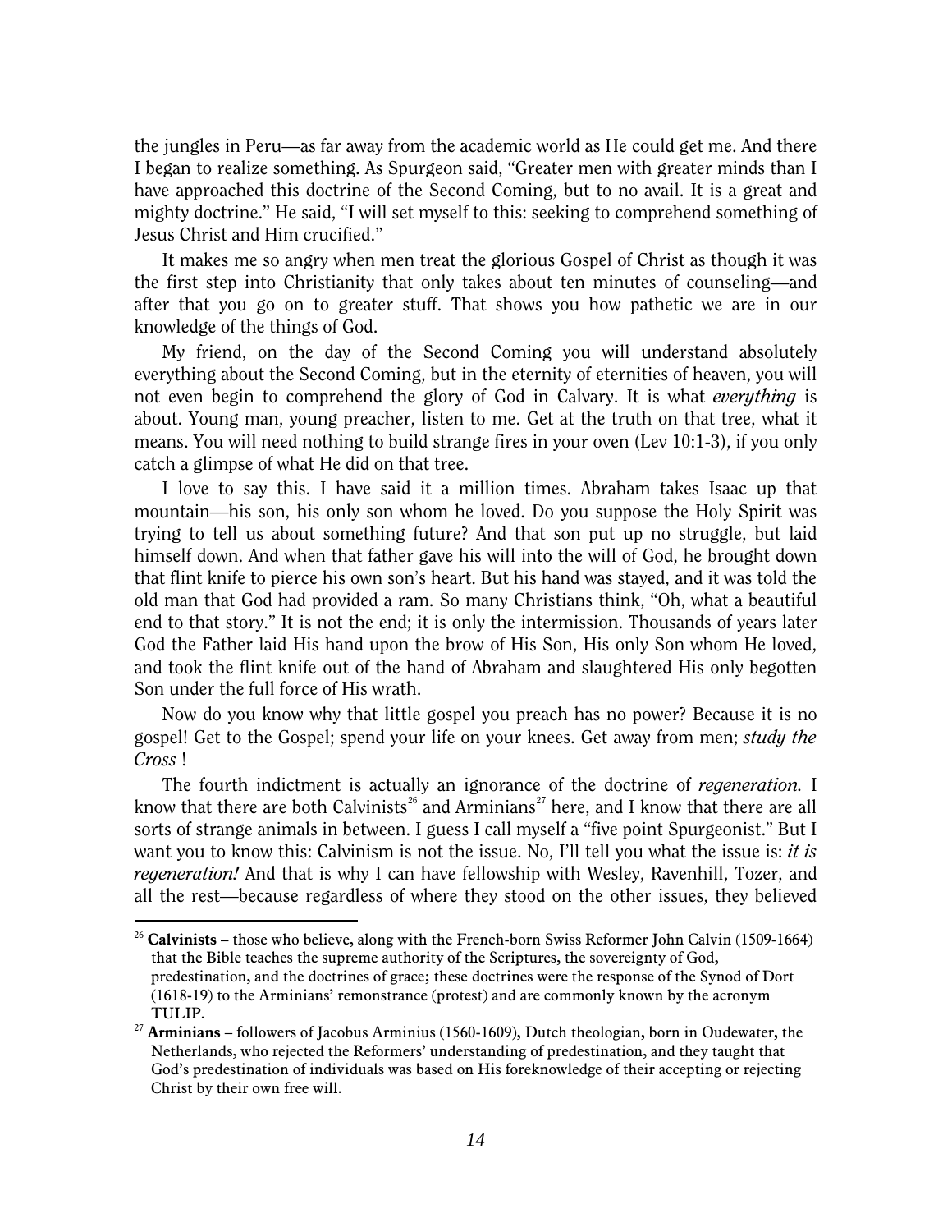the jungles in Peru—as far away from the academic world as He could get me. And there I began to realize something. As Spurgeon said, "Greater men with greater minds than I have approached this doctrine of the Second Coming, but to no avail. It is a great and mighty doctrine." He said, "I will set myself to this: seeking to comprehend something of Jesus Christ and Him crucified."

It makes me so angry when men treat the glorious Gospel of Christ as though it was the first step into Christianity that only takes about ten minutes of counseling—and after that you go on to greater stuff. That shows you how pathetic we are in our knowledge of the things of God.

My friend, on the day of the Second Coming you will understand absolutely everything about the Second Coming, but in the eternity of eternities of heaven, you will not even begin to comprehend the glory of God in Calvary. It is what *everything* is about. Young man, young preacher, listen to me. Get at the truth on that tree, what it means. You will need nothing to build strange fires in your oven (Lev 10:1-3), if you only catch a glimpse of what He did on that tree.

I love to say this. I have said it a million times. Abraham takes Isaac up that mountain—his son, his only son whom he loved. Do you suppose the Holy Spirit was trying to tell us about something future? And that son put up no struggle, but laid himself down. And when that father gave his will into the will of God, he brought down that flint knife to pierce his own son's heart. But his hand was stayed, and it was told the old man that God had provided a ram. So many Christians think, "Oh, what a beautiful end to that story." It is not the end; it is only the intermission. Thousands of years later God the Father laid His hand upon the brow of His Son, His only Son whom He loved, and took the flint knife out of the hand of Abraham and slaughtered His only begotten Son under the full force of His wrath.

Now do you know why that little gospel you preach has no power? Because it is no gospel! Get to the Gospel; spend your life on your knees. Get away from men; *study the Cross* !

The fourth indictment is actually an ignorance of the doctrine of *regeneration.* I know that there are both Calvinists[26] and Arminians[27] here, and I know that there are all sorts of strange animals in between. I guess I call myself a "five point Spurgeonist." But I want you to know this: Calvinism is not the issue. No, I'll tell you what the issue is: *it is regeneration!* And that is why I can have fellowship with Wesley, Ravenhill, Tozer, and all the rest—because regardless of where they stood on the other issues, they believed

---

[26] **Calvinists** – those who believe, along with the French-born Swiss Reformer John Calvin (1509-1664) that the Bible teaches the supreme authority of the Scriptures, the sovereignty of God, predestination, and the doctrines of grace; these doctrines were the response of the Synod of Dort (1618-19) to the Arminians' remonstrance (protest) and are commonly known by the acronym TULIP.

[27] **Arminians** – followers of Jacobus Arminius (1560-1609), Dutch theologian, born in Oudewater, the Netherlands, who rejected the Reformers' understanding of predestination, and they taught that God's predestination of individuals was based on His foreknowledge of their accepting or rejecting Christ by their own free will.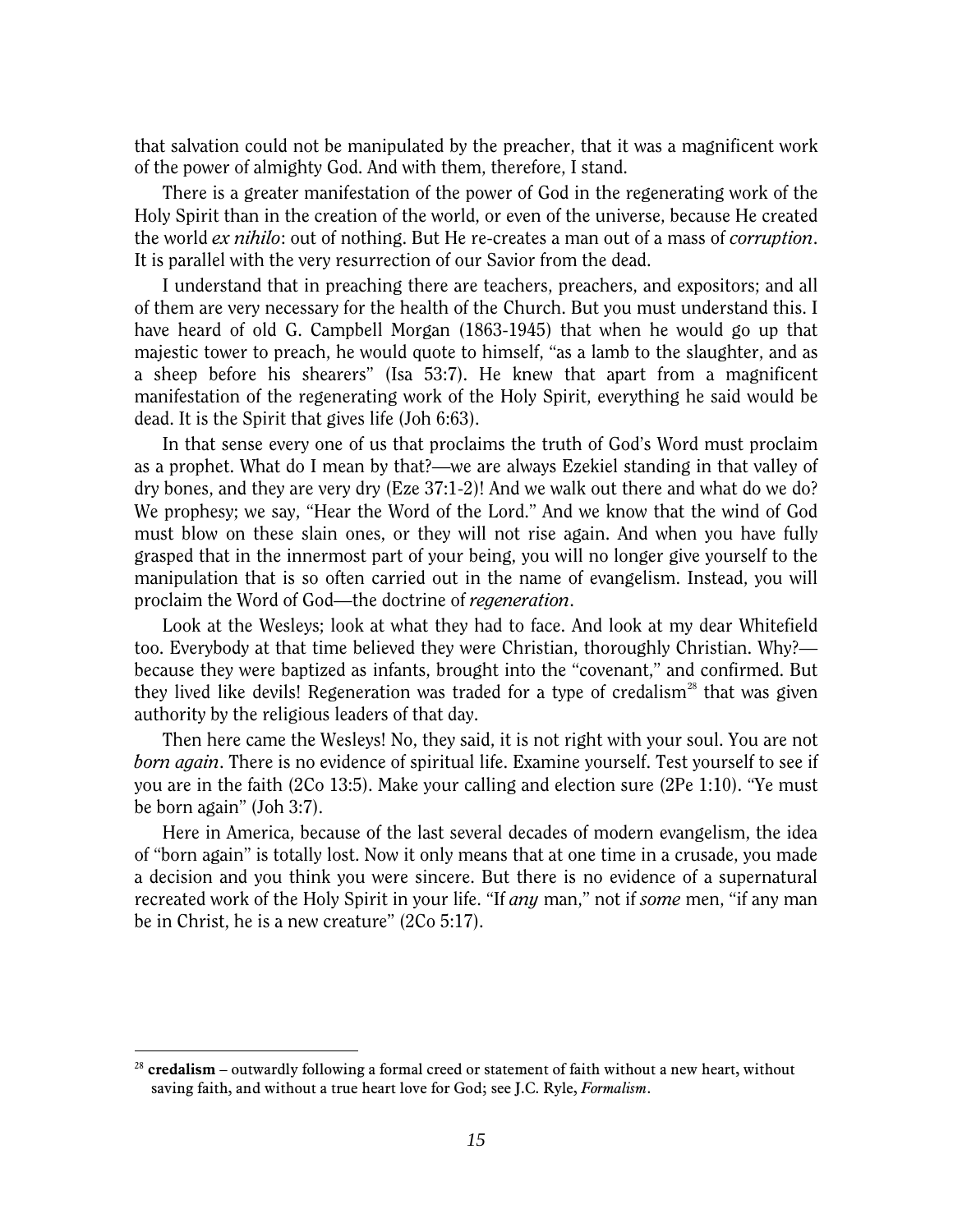that salvation could not be manipulated by the preacher, that it was a magnificent work of the power of almighty God. And with them, therefore, I stand.

There is a greater manifestation of the power of God in the regenerating work of the Holy Spirit than in the creation of the world, or even of the universe, because He created the world *ex nihilo*: out of nothing. But He re-creates a man out of a mass of *corruption*. It is parallel with the very resurrection of our Savior from the dead.

I understand that in preaching there are teachers, preachers, and expositors; and all of them are very necessary for the health of the Church. But you must understand this. I have heard of old G. Campbell Morgan (1863-1945) that when he would go up that majestic tower to preach, he would quote to himself, "as a lamb to the slaughter, and as a sheep before his shearers" (Isa 53:7). He knew that apart from a magnificent manifestation of the regenerating work of the Holy Spirit, everything he said would be dead. It is the Spirit that gives life (Joh 6:63).

In that sense every one of us that proclaims the truth of God's Word must proclaim as a prophet. What do I mean by that?—we are always Ezekiel standing in that valley of dry bones, and they are very dry (Eze 37:1-2)! And we walk out there and what do we do? We prophesy; we say, "Hear the Word of the Lord." And we know that the wind of God must blow on these slain ones, or they will not rise again. And when you have fully grasped that in the innermost part of your being, you will no longer give yourself to the manipulation that is so often carried out in the name of evangelism. Instead, you will proclaim the Word of God—the doctrine of *regeneration*.

Look at the Wesleys; look at what they had to face. And look at my dear Whitefield too. Everybody at that time believed they were Christian, thoroughly Christian. Why?—because they were baptized as infants, brought into the "covenant," and confirmed. But they lived like devils! Regeneration was traded for a type of credalism[28] that was given authority by the religious leaders of that day.

Then here came the Wesleys! No, they said, it is not right with your soul. You are not *born again*. There is no evidence of spiritual life. Examine yourself. Test yourself to see if you are in the faith (2Co 13:5). Make your calling and election sure (2Pe 1:10). "Ye must be born again" (Joh 3:7).

Here in America, because of the last several decades of modern evangelism, the idea of "born again" is totally lost. Now it only means that at one time in a crusade, you made a decision and you think you were sincere. But there is no evidence of a supernatural recreated work of the Holy Spirit in your life. "If *any* man," not if *some* men, "if any man be in Christ, he is a new creature" (2Co 5:17).

---

[28] **credalism** – outwardly following a formal creed or statement of faith without a new heart, without saving faith, and without a true heart love for God; see J.C. Ryle, *Formalism*.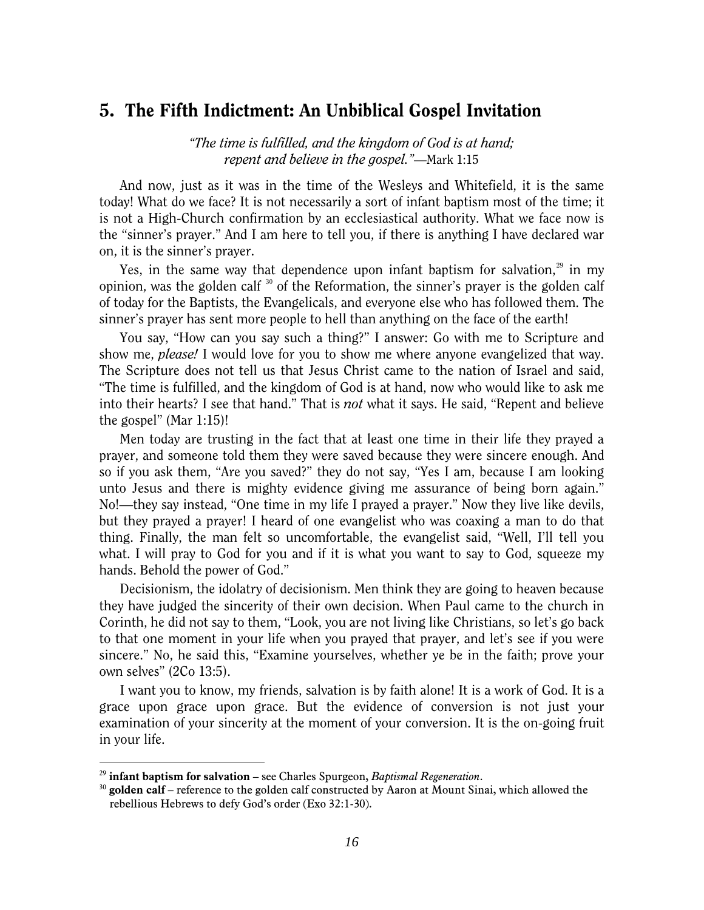## 5. The Fifth Indictment: An Unbiblical Gospel Invitation

*"The time is fulfilled, and the kingdom of God is at hand; repent and believe in the gospel."*—Mark 1:15

And now, just as it was in the time of the Wesleys and Whitefield, it is the same today! What do we face? It is not necessarily a sort of infant baptism most of the time; it is not a High-Church confirmation by an ecclesiastical authority. What we face now is the "sinner's prayer." And I am here to tell you, if there is anything I have declared war on, it is the sinner's prayer.

Yes, in the same way that dependence upon infant baptism for salvation,[29] in my opinion, was the golden calf [30] of the Reformation, the sinner's prayer is the golden calf of today for the Baptists, the Evangelicals, and everyone else who has followed them. The sinner's prayer has sent more people to hell than anything on the face of the earth!

You say, "How can you say such a thing?" I answer: Go with me to Scripture and show me, *please!* I would love for you to show me where anyone evangelized that way. The Scripture does not tell us that Jesus Christ came to the nation of Israel and said, "The time is fulfilled, and the kingdom of God is at hand, now who would like to ask me into their hearts? I see that hand." That is *not* what it says. He said, "Repent and believe the gospel" (Mar 1:15)!

Men today are trusting in the fact that at least one time in their life they prayed a prayer, and someone told them they were saved because they were sincere enough. And so if you ask them, "Are you saved?" they do not say, "Yes I am, because I am looking unto Jesus and there is mighty evidence giving me assurance of being born again." No!—they say instead, "One time in my life I prayed a prayer." Now they live like devils, but they prayed a prayer! I heard of one evangelist who was coaxing a man to do that thing. Finally, the man felt so uncomfortable, the evangelist said, "Well, I'll tell you what. I will pray to God for you and if it is what you want to say to God, squeeze my hands. Behold the power of God."

Decisionism, the idolatry of decisionism. Men think they are going to heaven because they have judged the sincerity of their own decision. When Paul came to the church in Corinth, he did not say to them, "Look, you are not living like Christians, so let's go back to that one moment in your life when you prayed that prayer, and let's see if you were sincere." No, he said this, "Examine yourselves, whether ye be in the faith; prove your own selves" (2Co 13:5).

I want you to know, my friends, salvation is by faith alone! It is a work of God. It is a grace upon grace upon grace. But the evidence of conversion is not just your examination of your sincerity at the moment of your conversion. It is the on-going fruit in your life.

---

[29] **infant baptism for salvation** – see Charles Spurgeon, *Baptismal Regeneration*.

[30] **golden calf** – reference to the golden calf constructed by Aaron at Mount Sinai, which allowed the rebellious Hebrews to defy God's order (Exo 32:1-30).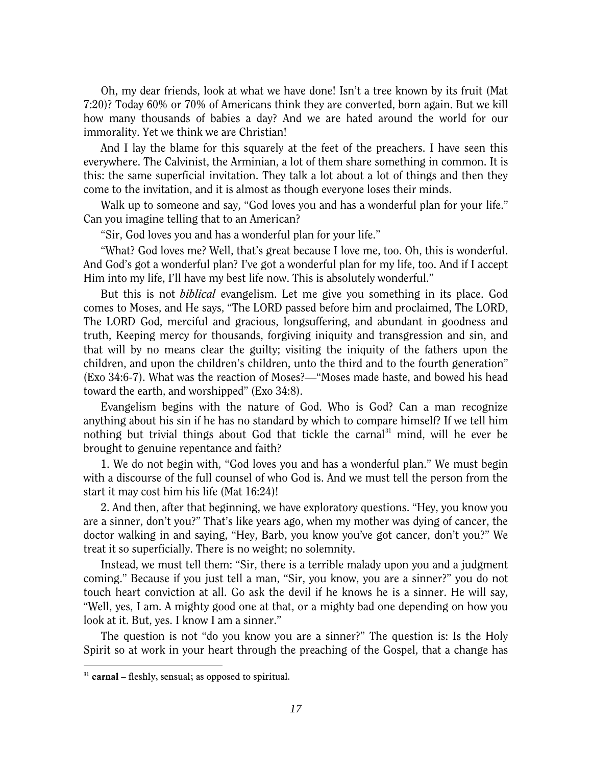Oh, my dear friends, look at what we have done! Isn't a tree known by its fruit (Mat 7:20)? Today 60% or 70% of Americans think they are converted, born again. But we kill how many thousands of babies a day? And we are hated around the world for our immorality. Yet we think we are Christian!

And I lay the blame for this squarely at the feet of the preachers. I have seen this everywhere. The Calvinist, the Arminian, a lot of them share something in common. It is this: the same superficial invitation. They talk a lot about a lot of things and then they come to the invitation, and it is almost as though everyone loses their minds.

Walk up to someone and say, "God loves you and has a wonderful plan for your life." Can you imagine telling that to an American?

"Sir, God loves you and has a wonderful plan for your life."

"What? God loves me? Well, that's great because I love me, too. Oh, this is wonderful. And God's got a wonderful plan? I've got a wonderful plan for my life, too. And if I accept Him into my life, I'll have my best life now. This is absolutely wonderful."

But this is not *biblical* evangelism. Let me give you something in its place. God comes to Moses, and He says, "The LORD passed before him and proclaimed, The LORD, The LORD God, merciful and gracious, longsuffering, and abundant in goodness and truth, Keeping mercy for thousands, forgiving iniquity and transgression and sin, and that will by no means clear the guilty; visiting the iniquity of the fathers upon the children, and upon the children's children, unto the third and to the fourth generation" (Exo 34:6-7). What was the reaction of Moses?—"Moses made haste, and bowed his head toward the earth, and worshipped" (Exo 34:8).

Evangelism begins with the nature of God. Who is God? Can a man recognize anything about his sin if he has no standard by which to compare himself? If we tell him nothing but trivial things about God that tickle the carnal[31] mind, will he ever be brought to genuine repentance and faith?

1. We do not begin with, "God loves you and has a wonderful plan." We must begin with a discourse of the full counsel of who God is. And we must tell the person from the start it may cost him his life (Mat 16:24)!

2. And then, after that beginning, we have exploratory questions. "Hey, you know you are a sinner, don't you?" That's like years ago, when my mother was dying of cancer, the doctor walking in and saying, "Hey, Barb, you know you've got cancer, don't you?" We treat it so superficially. There is no weight; no solemnity.

Instead, we must tell them: "Sir, there is a terrible malady upon you and a judgment coming." Because if you just tell a man, "Sir, you know, you are a sinner?" you do not touch heart conviction at all. Go ask the devil if he knows he is a sinner. He will say, "Well, yes, I am. A mighty good one at that, or a mighty bad one depending on how you look at it. But, yes. I know I am a sinner."

The question is not "do you know you are a sinner?" The question is: Is the Holy Spirit so at work in your heart through the preaching of the Gospel, that a change has

---

[31] **carnal** – fleshly, sensual; as opposed to spiritual.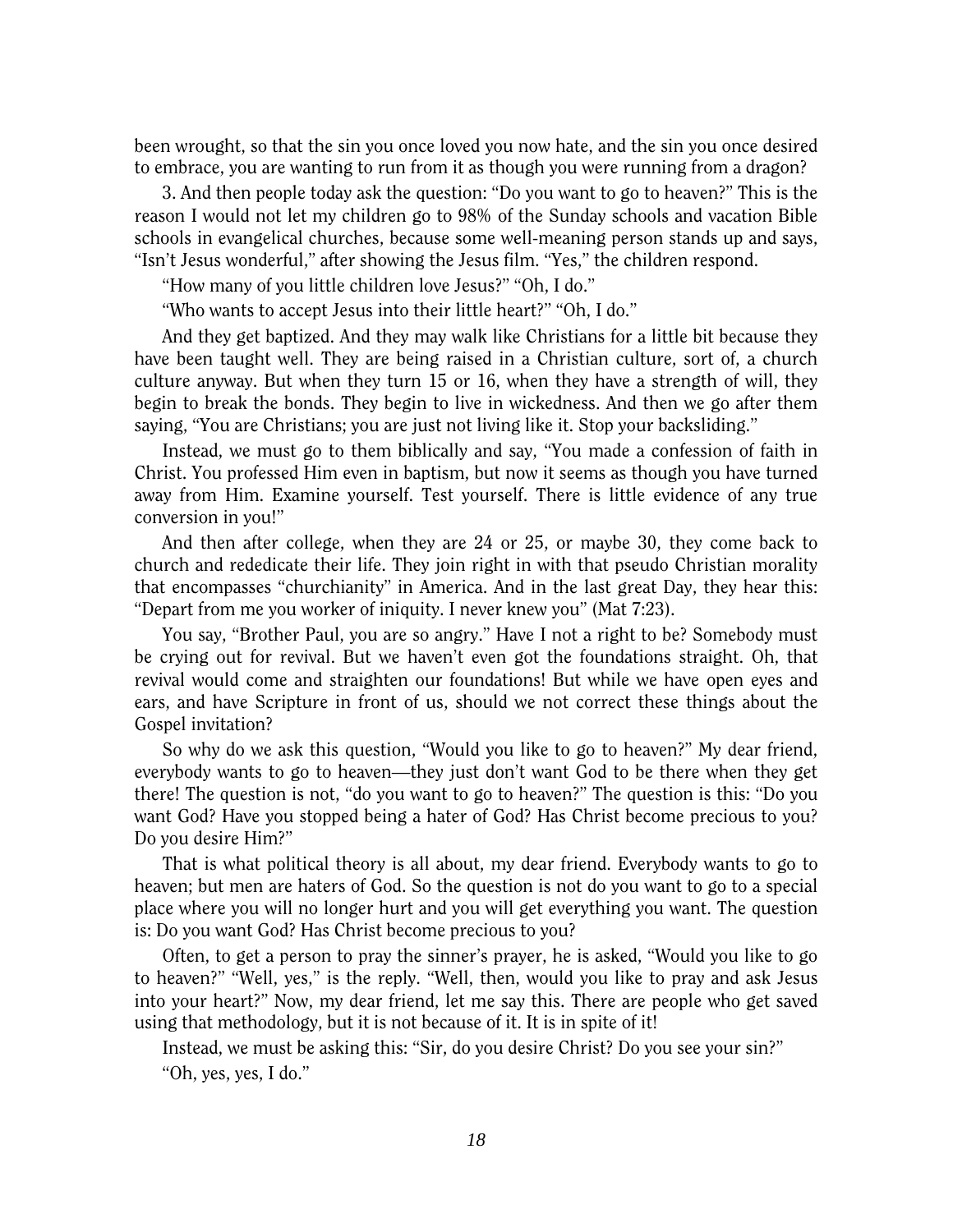been wrought, so that the sin you once loved you now hate, and the sin you once desired to embrace, you are wanting to run from it as though you were running from a dragon?

3. And then people today ask the question: "Do you want to go to heaven?" This is the reason I would not let my children go to 98% of the Sunday schools and vacation Bible schools in evangelical churches, because some well-meaning person stands up and says, "Isn't Jesus wonderful," after showing the Jesus film. "Yes," the children respond.

"How many of you little children love Jesus?" "Oh, I do."

"Who wants to accept Jesus into their little heart?" "Oh, I do."

And they get baptized. And they may walk like Christians for a little bit because they have been taught well. They are being raised in a Christian culture, sort of, a church culture anyway. But when they turn 15 or 16, when they have a strength of will, they begin to break the bonds. They begin to live in wickedness. And then we go after them saying, "You are Christians; you are just not living like it. Stop your backsliding."

Instead, we must go to them biblically and say, "You made a confession of faith in Christ. You professed Him even in baptism, but now it seems as though you have turned away from Him. Examine yourself. Test yourself. There is little evidence of any true conversion in you!"

And then after college, when they are 24 or 25, or maybe 30, they come back to church and rededicate their life. They join right in with that pseudo Christian morality that encompasses "churchianity" in America. And in the last great Day, they hear this: "Depart from me you worker of iniquity. I never knew you" (Mat 7:23).

You say, "Brother Paul, you are so angry." Have I not a right to be? Somebody must be crying out for revival. But we haven't even got the foundations straight. Oh, that revival would come and straighten our foundations! But while we have open eyes and ears, and have Scripture in front of us, should we not correct these things about the Gospel invitation?

So why do we ask this question, "Would you like to go to heaven?" My dear friend, everybody wants to go to heaven—they just don't want God to be there when they get there! The question is not, "do you want to go to heaven?" The question is this: "Do you want God? Have you stopped being a hater of God? Has Christ become precious to you? Do you desire Him?"

That is what political theory is all about, my dear friend. Everybody wants to go to heaven; but men are haters of God. So the question is not do you want to go to a special place where you will no longer hurt and you will get everything you want. The question is: Do you want God? Has Christ become precious to you?

Often, to get a person to pray the sinner's prayer, he is asked, "Would you like to go to heaven?" "Well, yes," is the reply. "Well, then, would you like to pray and ask Jesus into your heart?" Now, my dear friend, let me say this. There are people who get saved using that methodology, but it is not because of it. It is in spite of it!

Instead, we must be asking this: "Sir, do you desire Christ? Do you see your sin?"

"Oh, yes, yes, I do."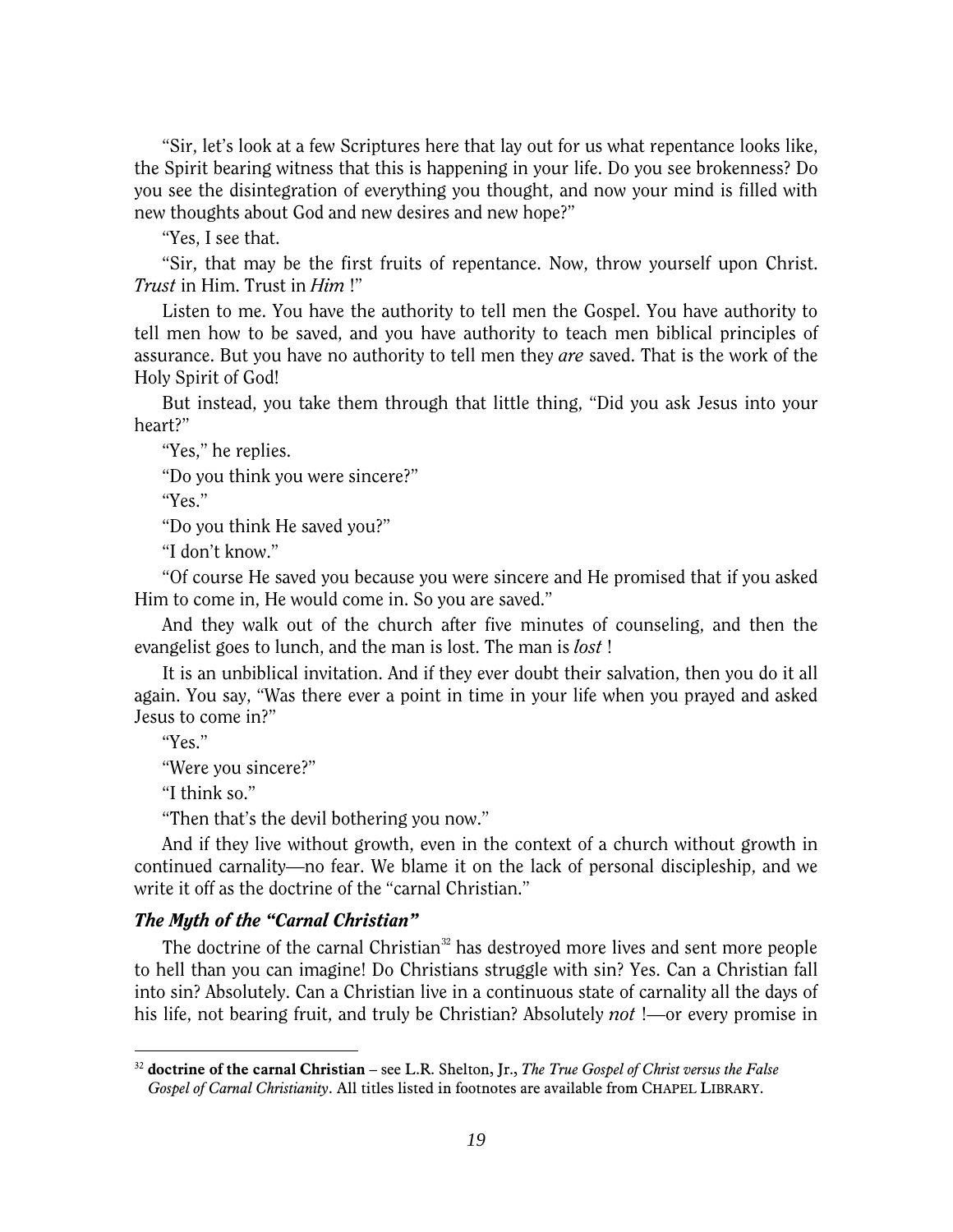"Sir, let's look at a few Scriptures here that lay out for us what repentance looks like, the Spirit bearing witness that this is happening in your life. Do you see brokenness? Do you see the disintegration of everything you thought, and now your mind is filled with new thoughts about God and new desires and new hope?"

"Yes, I see that.

"Sir, that may be the first fruits of repentance. Now, throw yourself upon Christ. *Trust* in Him. Trust in *Him* !"

Listen to me. You have the authority to tell men the Gospel. You have authority to tell men how to be saved, and you have authority to teach men biblical principles of assurance. But you have no authority to tell men they *are* saved. That is the work of the Holy Spirit of God!

But instead, you take them through that little thing, "Did you ask Jesus into your heart?"

"Yes," he replies.

"Do you think you were sincere?"

"Yes."

"Do you think He saved you?"

"I don't know."

"Of course He saved you because you were sincere and He promised that if you asked Him to come in, He would come in. So you are saved."

And they walk out of the church after five minutes of counseling, and then the evangelist goes to lunch, and the man is lost. The man is *lost* !

It is an unbiblical invitation. And if they ever doubt their salvation, then you do it all again. You say, "Was there ever a point in time in your life when you prayed and asked Jesus to come in?"

"Yes."

"Were you sincere?"

"I think so."

"Then that's the devil bothering you now."

And if they live without growth, even in the context of a church without growth in continued carnality—no fear. We blame it on the lack of personal discipleship, and we write it off as the doctrine of the "carnal Christian."

### *The Myth of the "Carnal Christian"*

The doctrine of the carnal Christian[32] has destroyed more lives and sent more people to hell than you can imagine! Do Christians struggle with sin? Yes. Can a Christian fall into sin? Absolutely. Can a Christian live in a continuous state of carnality all the days of his life, not bearing fruit, and truly be Christian? Absolutely *not* !—or every promise in

---

[32] **doctrine of the carnal Christian** – see L.R. Shelton, Jr., *The True Gospel of Christ versus the False Gospel of Carnal Christianity*. All titles listed in footnotes are available from CHAPEL LIBRARY.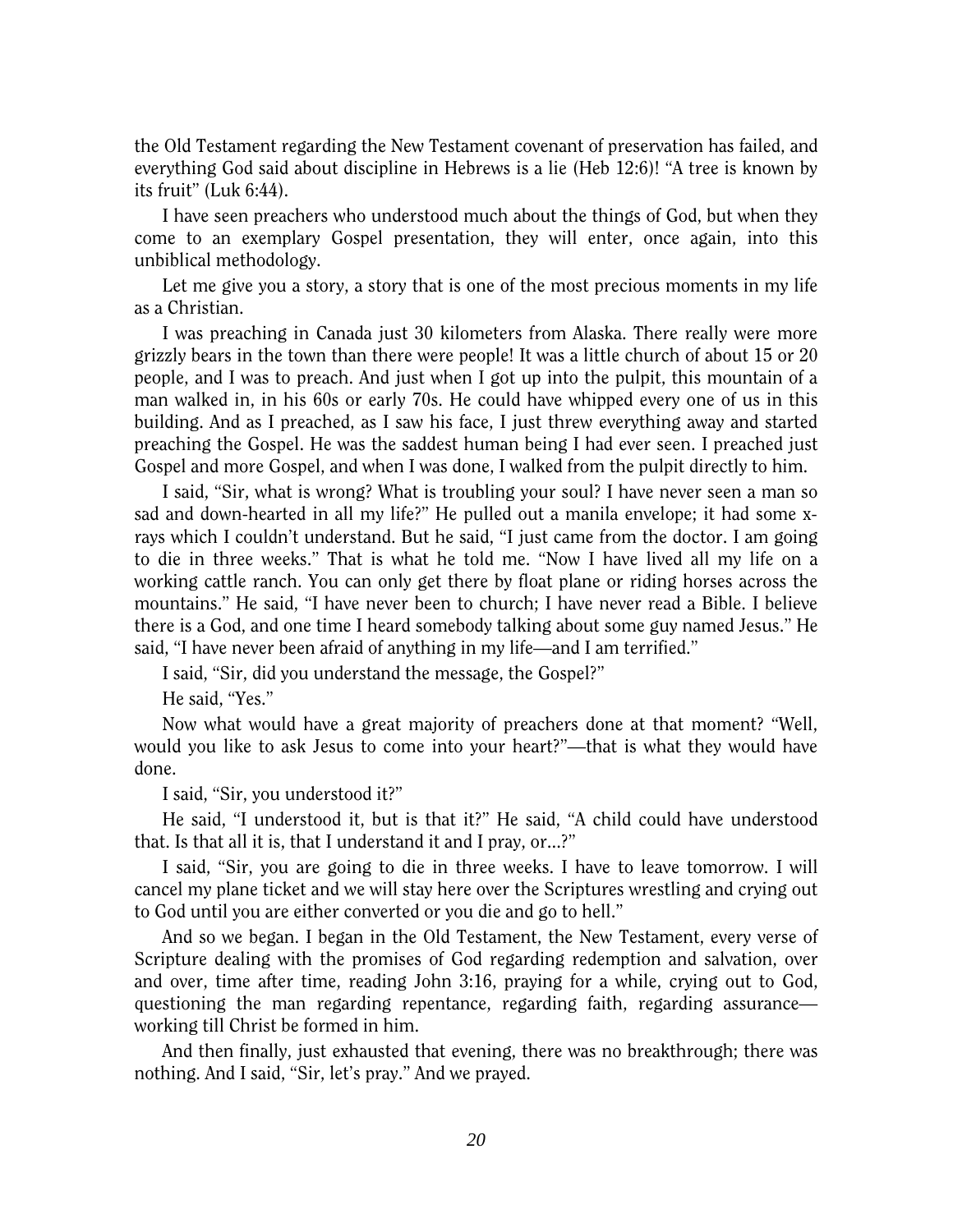the Old Testament regarding the New Testament covenant of preservation has failed, and everything God said about discipline in Hebrews is a lie (Heb 12:6)! "A tree is known by its fruit" (Luk 6:44).

I have seen preachers who understood much about the things of God, but when they come to an exemplary Gospel presentation, they will enter, once again, into this unbiblical methodology.

Let me give you a story, a story that is one of the most precious moments in my life as a Christian.

I was preaching in Canada just 30 kilometers from Alaska. There really were more grizzly bears in the town than there were people! It was a little church of about 15 or 20 people, and I was to preach. And just when I got up into the pulpit, this mountain of a man walked in, in his 60s or early 70s. He could have whipped every one of us in this building. And as I preached, as I saw his face, I just threw everything away and started preaching the Gospel. He was the saddest human being I had ever seen. I preached just Gospel and more Gospel, and when I was done, I walked from the pulpit directly to him.

I said, "Sir, what is wrong? What is troubling your soul? I have never seen a man so sad and down-hearted in all my life?" He pulled out a manila envelope; it had some x-rays which I couldn't understand. But he said, "I just came from the doctor. I am going to die in three weeks." That is what he told me. "Now I have lived all my life on a working cattle ranch. You can only get there by float plane or riding horses across the mountains." He said, "I have never been to church; I have never read a Bible. I believe there is a God, and one time I heard somebody talking about some guy named Jesus." He said, "I have never been afraid of anything in my life—and I am terrified."

I said, "Sir, did you understand the message, the Gospel?"

He said, "Yes."

Now what would have a great majority of preachers done at that moment? "Well, would you like to ask Jesus to come into your heart?"—that is what they would have done.

I said, "Sir, you understood it?"

He said, "I understood it, but is that it?" He said, "A child could have understood that. Is that all it is, that I understand it and I pray, or…?"

I said, "Sir, you are going to die in three weeks. I have to leave tomorrow. I will cancel my plane ticket and we will stay here over the Scriptures wrestling and crying out to God until you are either converted or you die and go to hell."

And so we began. I began in the Old Testament, the New Testament, every verse of Scripture dealing with the promises of God regarding redemption and salvation, over and over, time after time, reading John 3:16, praying for a while, crying out to God, questioning the man regarding repentance, regarding faith, regarding assurance—working till Christ be formed in him.

And then finally, just exhausted that evening, there was no breakthrough; there was nothing. And I said, "Sir, let's pray." And we prayed.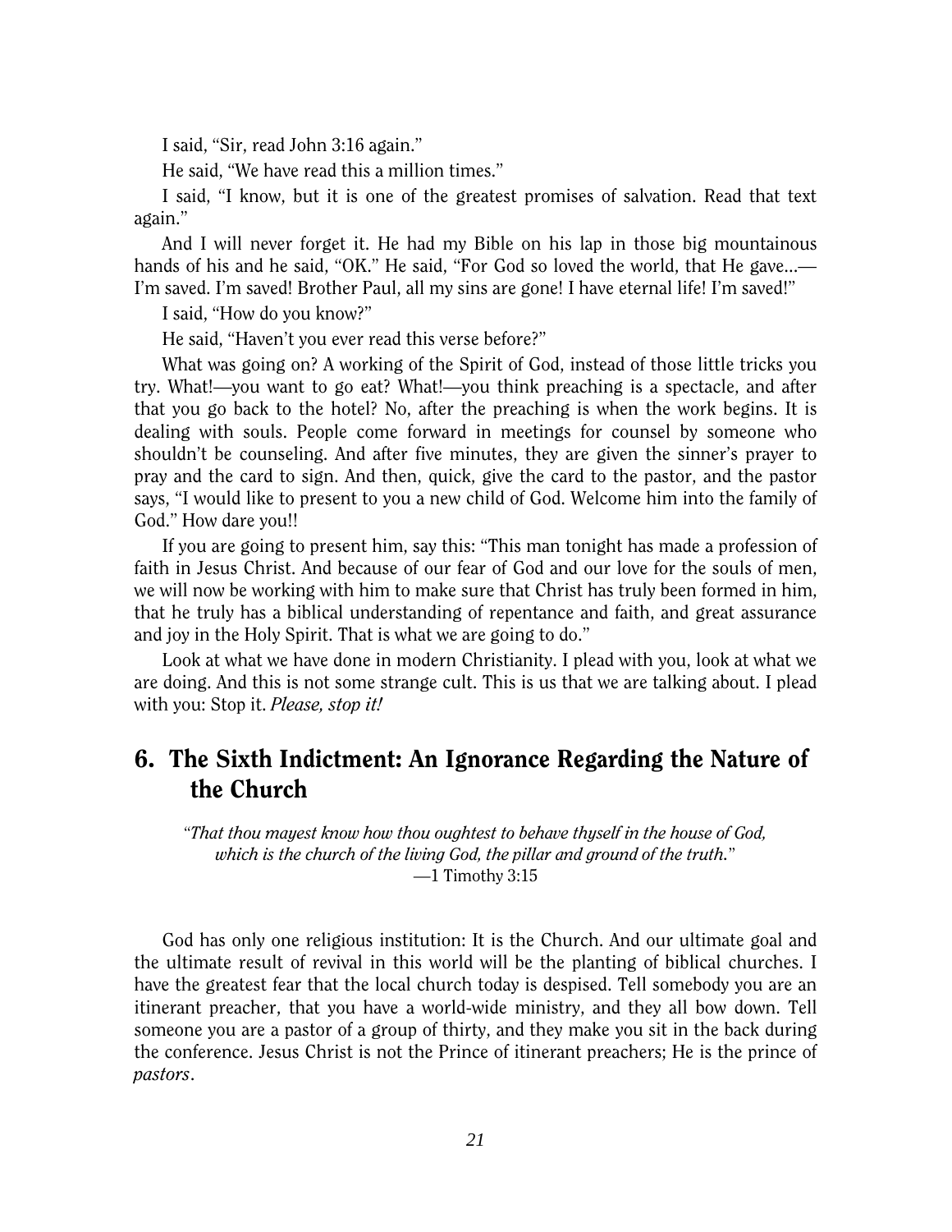I said, "Sir, read John 3:16 again."

He said, "We have read this a million times."

I said, "I know, but it is one of the greatest promises of salvation. Read that text again."

And I will never forget it. He had my Bible on his lap in those big mountainous hands of his and he said, "OK." He said, "For God so loved the world, that He gave...— I'm saved. I'm saved! Brother Paul, all my sins are gone! I have eternal life! I'm saved!"

I said, "How do you know?"

He said, "Haven't you ever read this verse before?"

What was going on? A working of the Spirit of God, instead of those little tricks you try. What!—you want to go eat? What!—you think preaching is a spectacle, and after that you go back to the hotel? No, after the preaching is when the work begins. It is dealing with souls. People come forward in meetings for counsel by someone who shouldn't be counseling. And after five minutes, they are given the sinner's prayer to pray and the card to sign. And then, quick, give the card to the pastor, and the pastor says, "I would like to present to you a new child of God. Welcome him into the family of God." How dare you!!

If you are going to present him, say this: "This man tonight has made a profession of faith in Jesus Christ. And because of our fear of God and our love for the souls of men, we will now be working with him to make sure that Christ has truly been formed in him, that he truly has a biblical understanding of repentance and faith, and great assurance and joy in the Holy Spirit. That is what we are going to do."

Look at what we have done in modern Christianity. I plead with you, look at what we are doing. And this is not some strange cult. This is us that we are talking about. I plead with you: Stop it. *Please, stop it!*

## 6. The Sixth Indictment: An Ignorance Regarding the Nature of the Church

*"That thou mayest know how thou oughtest to behave thyself in the house of God, which is the church of the living God, the pillar and ground of the truth."*
—1 Timothy 3:15

God has only one religious institution: It is the Church. And our ultimate goal and the ultimate result of revival in this world will be the planting of biblical churches. I have the greatest fear that the local church today is despised. Tell somebody you are an itinerant preacher, that you have a world-wide ministry, and they all bow down. Tell someone you are a pastor of a group of thirty, and they make you sit in the back during the conference. Jesus Christ is not the Prince of itinerant preachers; He is the prince of *pastors*.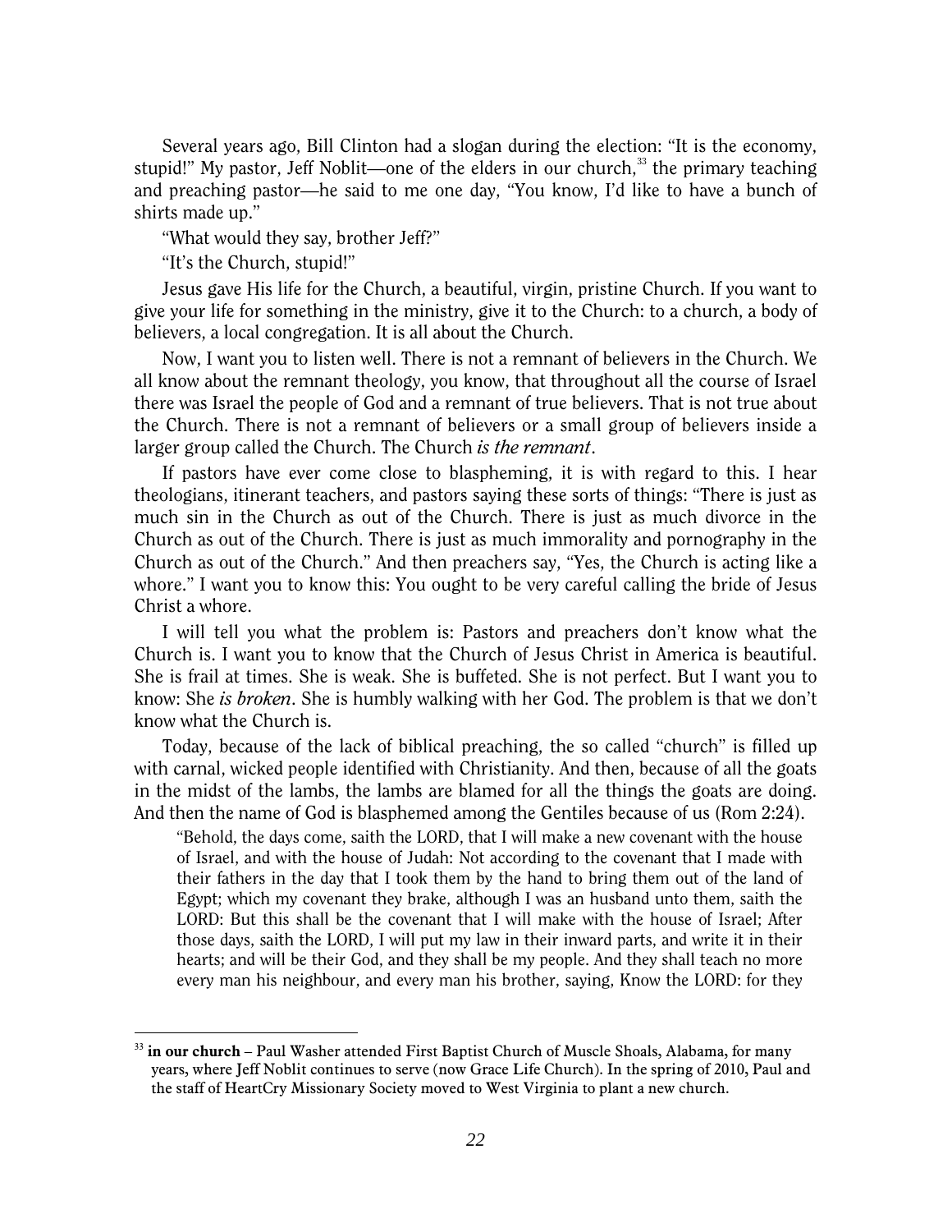Several years ago, Bill Clinton had a slogan during the election: "It is the economy, stupid!" My pastor, Jeff Noblit—one of the elders in our church,[33] the primary teaching and preaching pastor—he said to me one day, "You know, I'd like to have a bunch of shirts made up."

"What would they say, brother Jeff?"

"It's the Church, stupid!"

Jesus gave His life for the Church, a beautiful, virgin, pristine Church. If you want to give your life for something in the ministry, give it to the Church: to a church, a body of believers, a local congregation. It is all about the Church.

Now, I want you to listen well. There is not a remnant of believers in the Church. We all know about the remnant theology, you know, that throughout all the course of Israel there was Israel the people of God and a remnant of true believers. That is not true about the Church. There is not a remnant of believers or a small group of believers inside a larger group called the Church. The Church *is the remnant*.

If pastors have ever come close to blaspheming, it is with regard to this. I hear theologians, itinerant teachers, and pastors saying these sorts of things: "There is just as much sin in the Church as out of the Church. There is just as much divorce in the Church as out of the Church. There is just as much immorality and pornography in the Church as out of the Church." And then preachers say, "Yes, the Church is acting like a whore." I want you to know this: You ought to be very careful calling the bride of Jesus Christ a whore.

I will tell you what the problem is: Pastors and preachers don't know what the Church is. I want you to know that the Church of Jesus Christ in America is beautiful. She is frail at times. She is weak. She is buffeted. She is not perfect. But I want you to know: She *is broken*. She is humbly walking with her God. The problem is that we don't know what the Church is.

Today, because of the lack of biblical preaching, the so called "church" is filled up with carnal, wicked people identified with Christianity. And then, because of all the goats in the midst of the lambs, the lambs are blamed for all the things the goats are doing. And then the name of God is blasphemed among the Gentiles because of us (Rom 2:24).

> "Behold, the days come, saith the LORD, that I will make a new covenant with the house of Israel, and with the house of Judah: Not according to the covenant that I made with their fathers in the day that I took them by the hand to bring them out of the land of Egypt; which my covenant they brake, although I was an husband unto them, saith the LORD: But this shall be the covenant that I will make with the house of Israel; After those days, saith the LORD, I will put my law in their inward parts, and write it in their hearts; and will be their God, and they shall be my people. And they shall teach no more every man his neighbour, and every man his brother, saying, Know the LORD: for they

[33] **in our church** – Paul Washer attended First Baptist Church of Muscle Shoals, Alabama, for many years, where Jeff Noblit continues to serve (now Grace Life Church). In the spring of 2010, Paul and the staff of HeartCry Missionary Society moved to West Virginia to plant a new church.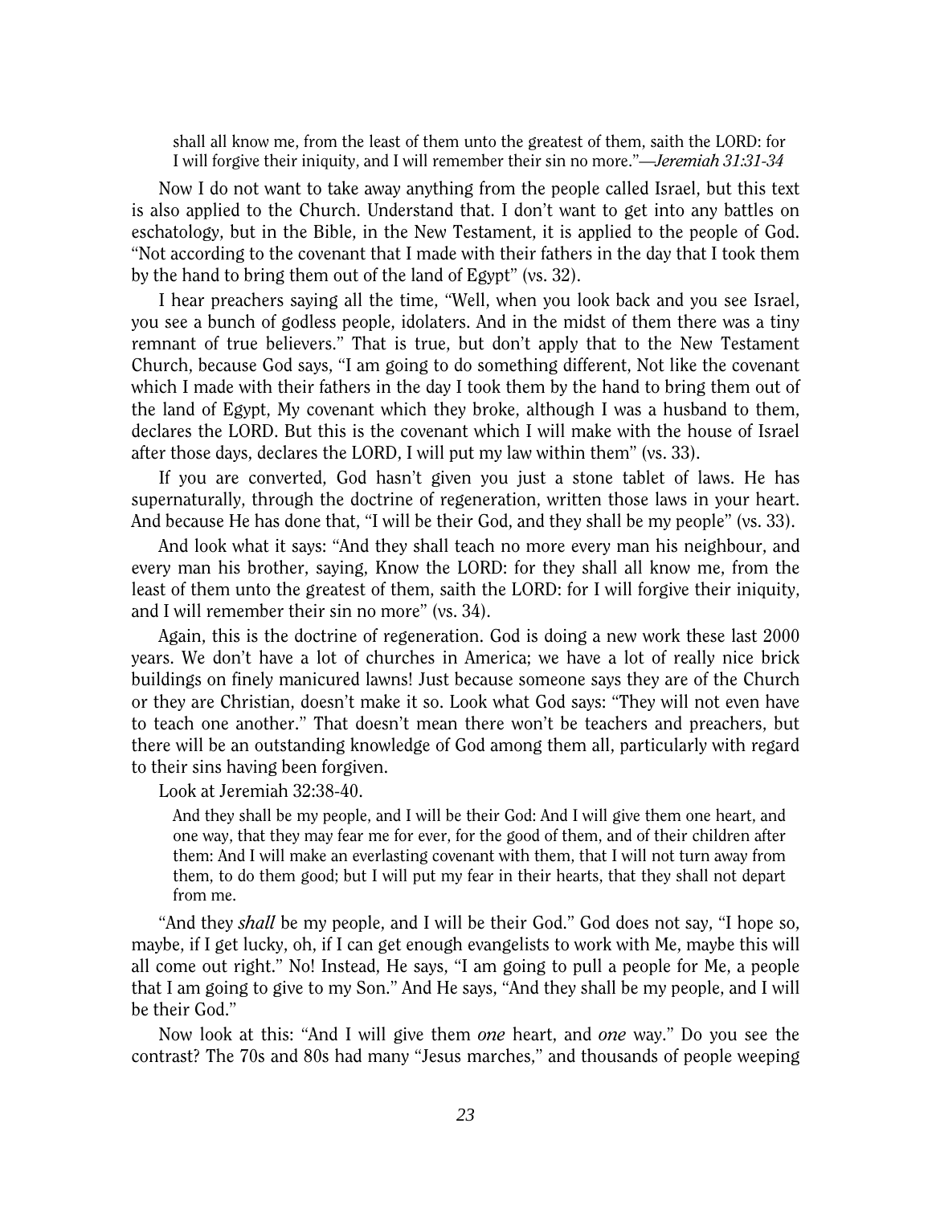> shall all know me, from the least of them unto the greatest of them, saith the LORD: for I will forgive their iniquity, and I will remember their sin no more."—*Jeremiah 31:31-34*

Now I do not want to take away anything from the people called Israel, but this text is also applied to the Church. Understand that. I don't want to get into any battles on eschatology, but in the Bible, in the New Testament, it is applied to the people of God. "Not according to the covenant that I made with their fathers in the day that I took them by the hand to bring them out of the land of Egypt" (vs. 32).

I hear preachers saying all the time, "Well, when you look back and you see Israel, you see a bunch of godless people, idolaters. And in the midst of them there was a tiny remnant of true believers." That is true, but don't apply that to the New Testament Church, because God says, "I am going to do something different, Not like the covenant which I made with their fathers in the day I took them by the hand to bring them out of the land of Egypt, My covenant which they broke, although I was a husband to them, declares the LORD. But this is the covenant which I will make with the house of Israel after those days, declares the LORD, I will put my law within them" (vs. 33).

If you are converted, God hasn't given you just a stone tablet of laws. He has supernaturally, through the doctrine of regeneration, written those laws in your heart. And because He has done that, "I will be their God, and they shall be my people" (vs. 33).

And look what it says: "And they shall teach no more every man his neighbour, and every man his brother, saying, Know the LORD: for they shall all know me, from the least of them unto the greatest of them, saith the LORD: for I will forgive their iniquity, and I will remember their sin no more" (vs. 34).

Again, this is the doctrine of regeneration. God is doing a new work these last 2000 years. We don't have a lot of churches in America; we have a lot of really nice brick buildings on finely manicured lawns! Just because someone says they are of the Church or they are Christian, doesn't make it so. Look what God says: "They will not even have to teach one another." That doesn't mean there won't be teachers and preachers, but there will be an outstanding knowledge of God among them all, particularly with regard to their sins having been forgiven.

Look at Jeremiah 32:38-40.

> And they shall be my people, and I will be their God: And I will give them one heart, and one way, that they may fear me for ever, for the good of them, and of their children after them: And I will make an everlasting covenant with them, that I will not turn away from them, to do them good; but I will put my fear in their hearts, that they shall not depart from me.

"And they *shall* be my people, and I will be their God." God does not say, "I hope so, maybe, if I get lucky, oh, if I can get enough evangelists to work with Me, maybe this will all come out right." No! Instead, He says, "I am going to pull a people for Me, a people that I am going to give to my Son." And He says, "And they shall be my people, and I will be their God."

Now look at this: "And I will give them *one* heart, and *one* way." Do you see the contrast? The 70s and 80s had many "Jesus marches," and thousands of people weeping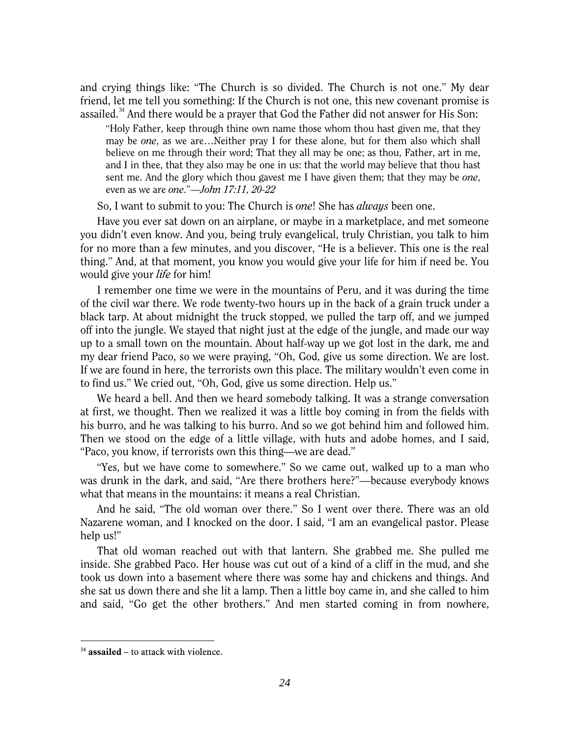and crying things like: "The Church is so divided. The Church is not one." My dear friend, let me tell you something: If the Church is not one, this new covenant promise is assailed.[34] And there would be a prayer that God the Father did not answer for His Son:

> "Holy Father, keep through thine own name those whom thou hast given me, that they may be *one*, as we are…Neither pray I for these alone, but for them also which shall believe on me through their word; That they all may be one; as thou, Father, art in me, and I in thee, that they also may be one in us: that the world may believe that thou hast sent me. And the glory which thou gavest me I have given them; that they may be *one*, even as we are *one*."—*John 17:11, 20-22*

So, I want to submit to you: The Church is *one*! She has *always* been one.

Have you ever sat down on an airplane, or maybe in a marketplace, and met someone you didn't even know. And you, being truly evangelical, truly Christian, you talk to him for no more than a few minutes, and you discover, "He is a believer. This one is the real thing." And, at that moment, you know you would give your life for him if need be. You would give your *life* for him!

I remember one time we were in the mountains of Peru, and it was during the time of the civil war there. We rode twenty-two hours up in the back of a grain truck under a black tarp. At about midnight the truck stopped, we pulled the tarp off, and we jumped off into the jungle. We stayed that night just at the edge of the jungle, and made our way up to a small town on the mountain. About half-way up we got lost in the dark, me and my dear friend Paco, so we were praying, "Oh, God, give us some direction. We are lost. If we are found in here, the terrorists own this place. The military wouldn't even come in to find us." We cried out, "Oh, God, give us some direction. Help us."

We heard a bell. And then we heard somebody talking. It was a strange conversation at first, we thought. Then we realized it was a little boy coming in from the fields with his burro, and he was talking to his burro. And so we got behind him and followed him. Then we stood on the edge of a little village, with huts and adobe homes, and I said, "Paco, you know, if terrorists own this thing—we are dead."

"Yes, but we have come to somewhere." So we came out, walked up to a man who was drunk in the dark, and said, "Are there brothers here?"—because everybody knows what that means in the mountains: it means a real Christian.

And he said, "The old woman over there." So I went over there. There was an old Nazarene woman, and I knocked on the door. I said, "I am an evangelical pastor. Please help us!"

That old woman reached out with that lantern. She grabbed me. She pulled me inside. She grabbed Paco. Her house was cut out of a kind of a cliff in the mud, and she took us down into a basement where there was some hay and chickens and things. And she sat us down there and she lit a lamp. Then a little boy came in, and she called to him and said, "Go get the other brothers." And men started coming in from nowhere,

---

[34] **assailed** – to attack with violence.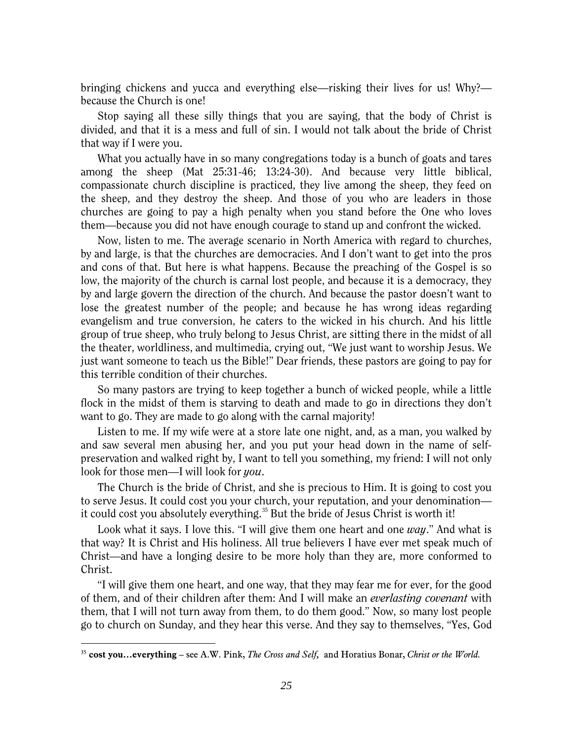bringing chickens and yucca and everything else—risking their lives for us! Why?—because the Church is one!

Stop saying all these silly things that you are saying, that the body of Christ is divided, and that it is a mess and full of sin. I would not talk about the bride of Christ that way if I were you.

What you actually have in so many congregations today is a bunch of goats and tares among the sheep (Mat 25:31-46; 13:24-30). And because very little biblical, compassionate church discipline is practiced, they live among the sheep, they feed on the sheep, and they destroy the sheep. And those of you who are leaders in those churches are going to pay a high penalty when you stand before the One who loves them—because you did not have enough courage to stand up and confront the wicked.

Now, listen to me. The average scenario in North America with regard to churches, by and large, is that the churches are democracies. And I don't want to get into the pros and cons of that. But here is what happens. Because the preaching of the Gospel is so low, the majority of the church is carnal lost people, and because it is a democracy, they by and large govern the direction of the church. And because the pastor doesn't want to lose the greatest number of the people; and because he has wrong ideas regarding evangelism and true conversion, he caters to the wicked in his church. And his little group of true sheep, who truly belong to Jesus Christ, are sitting there in the midst of all the theater, worldliness, and multimedia, crying out, "We just want to worship Jesus. We just want someone to teach us the Bible!" Dear friends, these pastors are going to pay for this terrible condition of their churches.

So many pastors are trying to keep together a bunch of wicked people, while a little flock in the midst of them is starving to death and made to go in directions they don't want to go. They are made to go along with the carnal majority!

Listen to me. If my wife were at a store late one night, and, as a man, you walked by and saw several men abusing her, and you put your head down in the name of self-preservation and walked right by, I want to tell you something, my friend: I will not only look for those men—I will look for *you*.

The Church is the bride of Christ, and she is precious to Him. It is going to cost you to serve Jesus. It could cost you your church, your reputation, and your denomination—it could cost you absolutely everything.[35] But the bride of Jesus Christ is worth it!

Look what it says. I love this. "I will give them one heart and one *way*." And what is that way? It is Christ and His holiness. All true believers I have ever met speak much of Christ—and have a longing desire to be more holy than they are, more conformed to Christ.

"I will give them one heart, and one way, that they may fear me for ever, for the good of them, and of their children after them: And I will make an *everlasting covenant* with them, that I will not turn away from them, to do them good." Now, so many lost people go to church on Sunday, and they hear this verse. And they say to themselves, "Yes, God

---

[35] **cost you…everything** – see A.W. Pink, *The Cross and Self*, and Horatius Bonar, *Christ or the World*.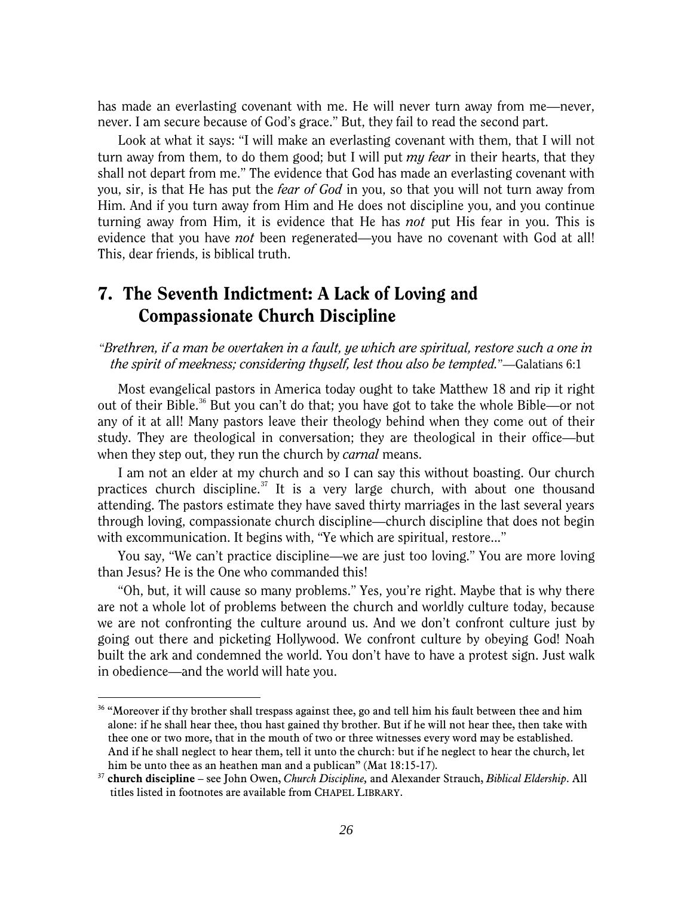has made an everlasting covenant with me. He will never turn away from me—never, never. I am secure because of God's grace." But, they fail to read the second part.

Look at what it says: "I will make an everlasting covenant with them, that I will not turn away from them, to do them good; but I will put *my fear* in their hearts, that they shall not depart from me." The evidence that God has made an everlasting covenant with you, sir, is that He has put the *fear of God* in you, so that you will not turn away from Him. And if you turn away from Him and He does not discipline you, and you continue turning away from Him, it is evidence that He has ***not*** put His fear in you. This is evidence that you have ***not*** been regenerated—you have no covenant with God at all! This, dear friends, is biblical truth.

## 7. The Seventh Indictment: A Lack of Loving and Compassionate Church Discipline

*"Brethren, if a man be overtaken in a fault, ye which are spiritual, restore such a one in the spirit of meekness; considering thyself, lest thou also be tempted."*—Galatians 6:1

Most evangelical pastors in America today ought to take Matthew 18 and rip it right out of their Bible.[36] But you can't do that; you have got to take the whole Bible—or not any of it at all! Many pastors leave their theology behind when they come out of their study. They are theological in conversation; they are theological in their office—but when they step out, they run the church by *carnal* means.

I am not an elder at my church and so I can say this without boasting. Our church practices church discipline.[37] It is a very large church, with about one thousand attending. The pastors estimate they have saved thirty marriages in the last several years through loving, compassionate church discipline—church discipline that does not begin with excommunication. It begins with, "Ye which are spiritual, restore..."

You say, "We can't practice discipline—we are just too loving." You are more loving than Jesus? He is the One who commanded this!

"Oh, but, it will cause so many problems." Yes, you're right. Maybe that is why there are not a whole lot of problems between the church and worldly culture today, because we are not confronting the culture around us. And we don't confront culture just by going out there and picketing Hollywood. We confront culture by obeying God! Noah built the ark and condemned the world. You don't have to have a protest sign. Just walk in obedience—and the world will hate you.

---

[36] "Moreover if thy brother shall trespass against thee, go and tell him his fault between thee and him alone: if he shall hear thee, thou hast gained thy brother. But if he will not hear thee, then take with thee one or two more, that in the mouth of two or three witnesses every word may be established. And if he shall neglect to hear them, tell it unto the church: but if he neglect to hear the church, let him be unto thee as an heathen man and a publican" (Mat 18:15-17).

[37] **church discipline** – see John Owen, *Church Discipline,* and Alexander Strauch, *Biblical Eldership*. All titles listed in footnotes are available from CHAPEL LIBRARY.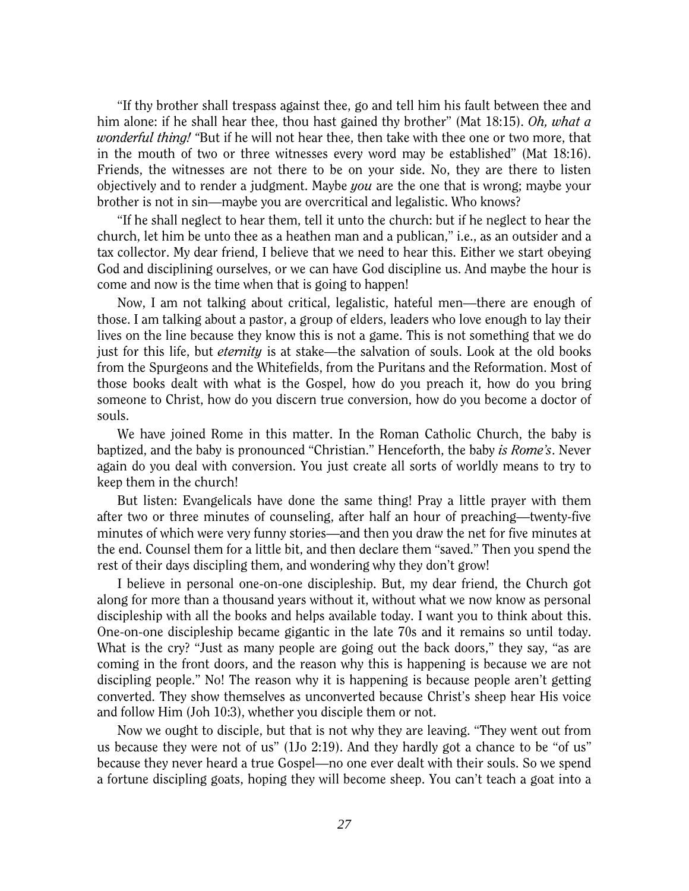"If thy brother shall trespass against thee, go and tell him his fault between thee and him alone: if he shall hear thee, thou hast gained thy brother" (Mat 18:15). *Oh, what a wonderful thing!* "But if he will not hear thee, then take with thee one or two more, that in the mouth of two or three witnesses every word may be established" (Mat 18:16). Friends, the witnesses are not there to be on your side. No, they are there to listen objectively and to render a judgment. Maybe *you* are the one that is wrong; maybe your brother is not in sin—maybe you are overcritical and legalistic. Who knows?

"If he shall neglect to hear them, tell it unto the church: but if he neglect to hear the church, let him be unto thee as a heathen man and a publican," i.e., as an outsider and a tax collector. My dear friend, I believe that we need to hear this. Either we start obeying God and disciplining ourselves, or we can have God discipline us. And maybe the hour is come and now is the time when that is going to happen!

Now, I am not talking about critical, legalistic, hateful men—there are enough of those. I am talking about a pastor, a group of elders, leaders who love enough to lay their lives on the line because they know this is not a game. This is not something that we do just for this life, but *eternity* is at stake—the salvation of souls. Look at the old books from the Spurgeons and the Whitefields, from the Puritans and the Reformation. Most of those books dealt with what is the Gospel, how do you preach it, how do you bring someone to Christ, how do you discern true conversion, how do you become a doctor of souls.

We have joined Rome in this matter. In the Roman Catholic Church, the baby is baptized, and the baby is pronounced "Christian." Henceforth, the baby *is Rome's*. Never again do you deal with conversion. You just create all sorts of worldly means to try to keep them in the church!

But listen: Evangelicals have done the same thing! Pray a little prayer with them after two or three minutes of counseling, after half an hour of preaching—twenty-five minutes of which were very funny stories—and then you draw the net for five minutes at the end. Counsel them for a little bit, and then declare them "saved." Then you spend the rest of their days discipling them, and wondering why they don't grow!

I believe in personal one-on-one discipleship. But, my dear friend, the Church got along for more than a thousand years without it, without what we now know as personal discipleship with all the books and helps available today. I want you to think about this. One-on-one discipleship became gigantic in the late 70s and it remains so until today. What is the cry? "Just as many people are going out the back doors," they say, "as are coming in the front doors, and the reason why this is happening is because we are not discipling people." No! The reason why it is happening is because people aren't getting converted. They show themselves as unconverted because Christ's sheep hear His voice and follow Him (Joh 10:3), whether you disciple them or not.

Now we ought to disciple, but that is not why they are leaving. "They went out from us because they were not of us" (1Jo 2:19). And they hardly got a chance to be "of us" because they never heard a true Gospel—no one ever dealt with their souls. So we spend a fortune discipling goats, hoping they will become sheep. You can't teach a goat into a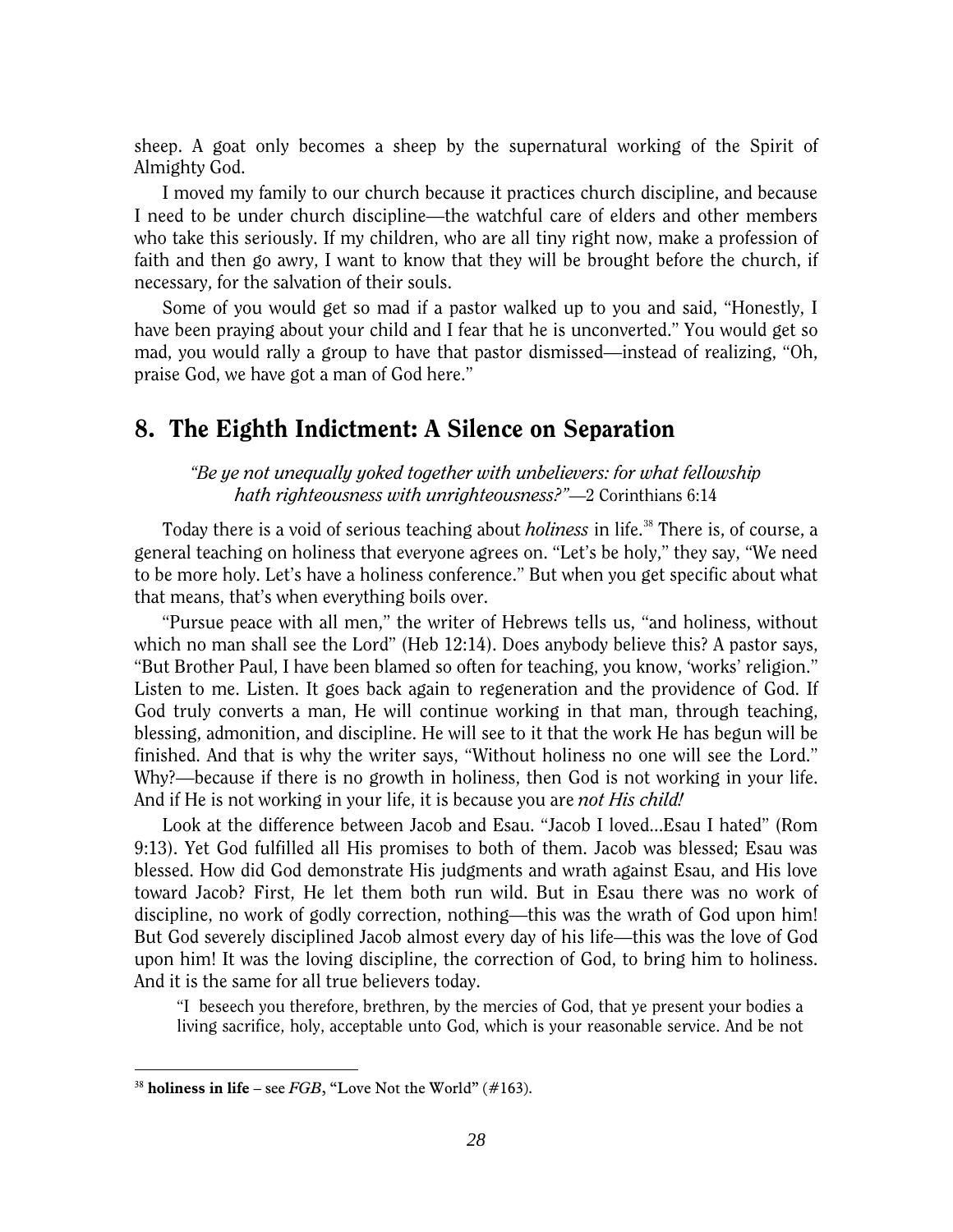sheep. A goat only becomes a sheep by the supernatural working of the Spirit of Almighty God.

I moved my family to our church because it practices church discipline, and because I need to be under church discipline—the watchful care of elders and other members who take this seriously. If my children, who are all tiny right now, make a profession of faith and then go awry, I want to know that they will be brought before the church, if necessary, for the salvation of their souls.

Some of you would get so mad if a pastor walked up to you and said, "Honestly, I have been praying about your child and I fear that he is unconverted." You would get so mad, you would rally a group to have that pastor dismissed—instead of realizing, "Oh, praise God, we have got a man of God here."

## 8. The Eighth Indictment: A Silence on Separation

*"Be ye not unequally yoked together with unbelievers: for what fellowship hath righteousness with unrighteousness?"*—2 Corinthians 6:14

Today there is a void of serious teaching about *holiness* in life.[38] There is, of course, a general teaching on holiness that everyone agrees on. "Let's be holy," they say, "We need to be more holy. Let's have a holiness conference." But when you get specific about what that means, that's when everything boils over.

"Pursue peace with all men," the writer of Hebrews tells us, "and holiness, without which no man shall see the Lord" (Heb 12:14). Does anybody believe this? A pastor says, "But Brother Paul, I have been blamed so often for teaching, you know, 'works' religion." Listen to me. Listen. It goes back again to regeneration and the providence of God. If God truly converts a man, He will continue working in that man, through teaching, blessing, admonition, and discipline. He will see to it that the work He has begun will be finished. And that is why the writer says, "Without holiness no one will see the Lord." Why?—because if there is no growth in holiness, then God is not working in your life. And if He is not working in your life, it is because you are *not His child!*

Look at the difference between Jacob and Esau. "Jacob I loved…Esau I hated" (Rom 9:13). Yet God fulfilled all His promises to both of them. Jacob was blessed; Esau was blessed. How did God demonstrate His judgments and wrath against Esau, and His love toward Jacob? First, He let them both run wild. But in Esau there was no work of discipline, no work of godly correction, nothing—this was the wrath of God upon him! But God severely disciplined Jacob almost every day of his life—this was the love of God upon him! It was the loving discipline, the correction of God, to bring him to holiness. And it is the same for all true believers today.

> "I beseech you therefore, brethren, by the mercies of God, that ye present your bodies a living sacrifice, holy, acceptable unto God, which is your reasonable service. And be not

[38] **holiness in life** – see *FGB*, "Love Not the World" (#163).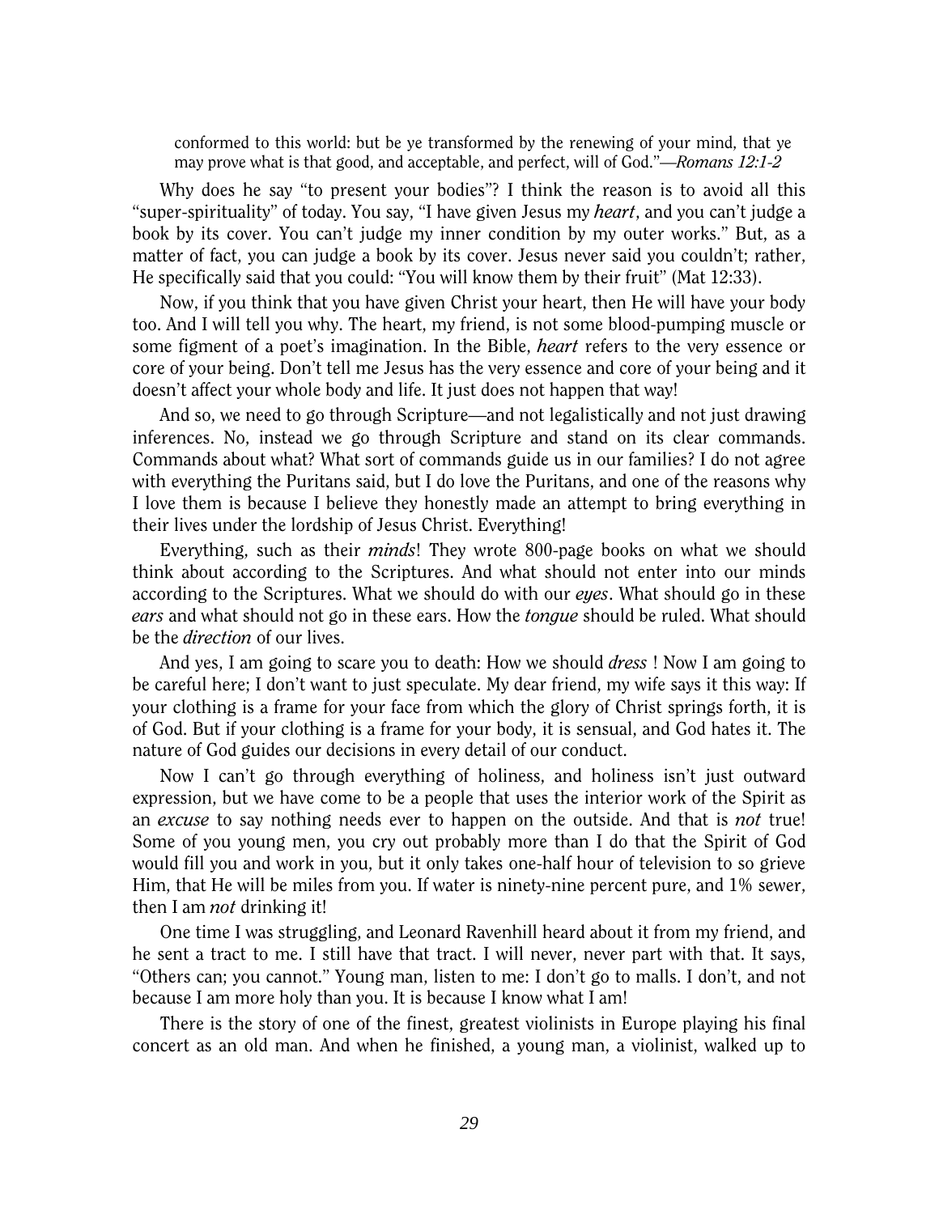> conformed to this world: but be ye transformed by the renewing of your mind, that ye may prove what is that good, and acceptable, and perfect, will of God."—*Romans 12:1-2*

Why does he say "to present your bodies"? I think the reason is to avoid all this "super-spirituality" of today. You say, "I have given Jesus my ***heart***, and you can't judge a book by its cover. You can't judge my inner condition by my outer works." But, as a matter of fact, you can judge a book by its cover. Jesus never said you couldn't; rather, He specifically said that you could: "You will know them by their fruit" (Mat 12:33).

Now, if you think that you have given Christ your heart, then He will have your body too. And I will tell you why. The heart, my friend, is not some blood-pumping muscle or some figment of a poet's imagination. In the Bible, ***heart*** refers to the very essence or core of your being. Don't tell me Jesus has the very essence and core of your being and it doesn't affect your whole body and life. It just does not happen that way!

And so, we need to go through Scripture—and not legalistically and not just drawing inferences. No, instead we go through Scripture and stand on its clear commands. Commands about what? What sort of commands guide us in our families? I do not agree with everything the Puritans said, but I do love the Puritans, and one of the reasons why I love them is because I believe they honestly made an attempt to bring everything in their lives under the lordship of Jesus Christ. Everything!

Everything, such as their ***minds***! They wrote 800-page books on what we should think about according to the Scriptures. And what should not enter into our minds according to the Scriptures. What we should do with our ***eyes***. What should go in these ***ears*** and what should not go in these ears. How the ***tongue*** should be ruled. What should be the ***direction*** of our lives.

And yes, I am going to scare you to death: How we should ***dress*** ! Now I am going to be careful here; I don't want to just speculate. My dear friend, my wife says it this way: If your clothing is a frame for your face from which the glory of Christ springs forth, it is of God. But if your clothing is a frame for your body, it is sensual, and God hates it. The nature of God guides our decisions in every detail of our conduct.

Now I can't go through everything of holiness, and holiness isn't just outward expression, but we have come to be a people that uses the interior work of the Spirit as an *excuse* to say nothing needs ever to happen on the outside. And that is *not* true! Some of you young men, you cry out probably more than I do that the Spirit of God would fill you and work in you, but it only takes one-half hour of television to so grieve Him, that He will be miles from you. If water is ninety-nine percent pure, and 1% sewer, then I am *not* drinking it!

One time I was struggling, and Leonard Ravenhill heard about it from my friend, and he sent a tract to me. I still have that tract. I will never, never part with that. It says, "Others can; you cannot." Young man, listen to me: I don't go to malls. I don't, and not because I am more holy than you. It is because I know what I am!

There is the story of one of the finest, greatest violinists in Europe playing his final concert as an old man. And when he finished, a young man, a violinist, walked up to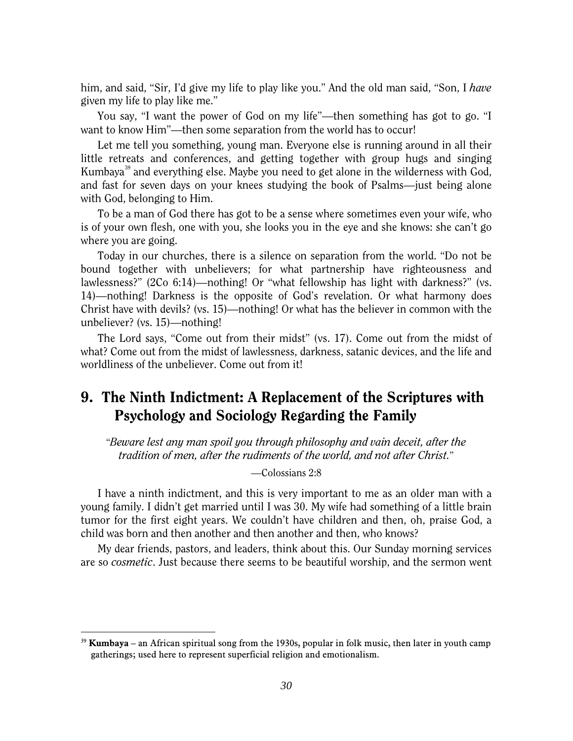him, and said, "Sir, I'd give my life to play like you." And the old man said, "Son, I *have* given my life to play like me."

You say, "I want the power of God on my life"—then something has got to go. "I want to know Him"—then some separation from the world has to occur!

Let me tell you something, young man. Everyone else is running around in all their little retreats and conferences, and getting together with group hugs and singing Kumbaya[39] and everything else. Maybe you need to get alone in the wilderness with God, and fast for seven days on your knees studying the book of Psalms—just being alone with God, belonging to Him.

To be a man of God there has got to be a sense where sometimes even your wife, who is of your own flesh, one with you, she looks you in the eye and she knows: she can't go where you are going.

Today in our churches, there is a silence on separation from the world. "Do not be bound together with unbelievers; for what partnership have righteousness and lawlessness?" (2Co 6:14)—nothing! Or "what fellowship has light with darkness?" (vs. 14)—nothing! Darkness is the opposite of God's revelation. Or what harmony does Christ have with devils? (vs. 15)—nothing! Or what has the believer in common with the unbeliever? (vs. 15)—nothing!

The Lord says, "Come out from their midst" (vs. 17). Come out from the midst of what? Come out from the midst of lawlessness, darkness, satanic devices, and the life and worldliness of the unbeliever. Come out from it!

## 9. The Ninth Indictment: A Replacement of the Scriptures with Psychology and Sociology Regarding the Family

*"Beware lest any man spoil you through philosophy and vain deceit, after the tradition of men, after the rudiments of the world, and not after Christ."*

—Colossians 2:8

I have a ninth indictment, and this is very important to me as an older man with a young family. I didn't get married until I was 30. My wife had something of a little brain tumor for the first eight years. We couldn't have children and then, oh, praise God, a child was born and then another and then another and then, who knows?

My dear friends, pastors, and leaders, think about this. Our Sunday morning services are so *cosmetic*. Just because there seems to be beautiful worship, and the sermon went

---

[39] **Kumbaya** – an African spiritual song from the 1930s, popular in folk music, then later in youth camp gatherings; used here to represent superficial religion and emotionalism.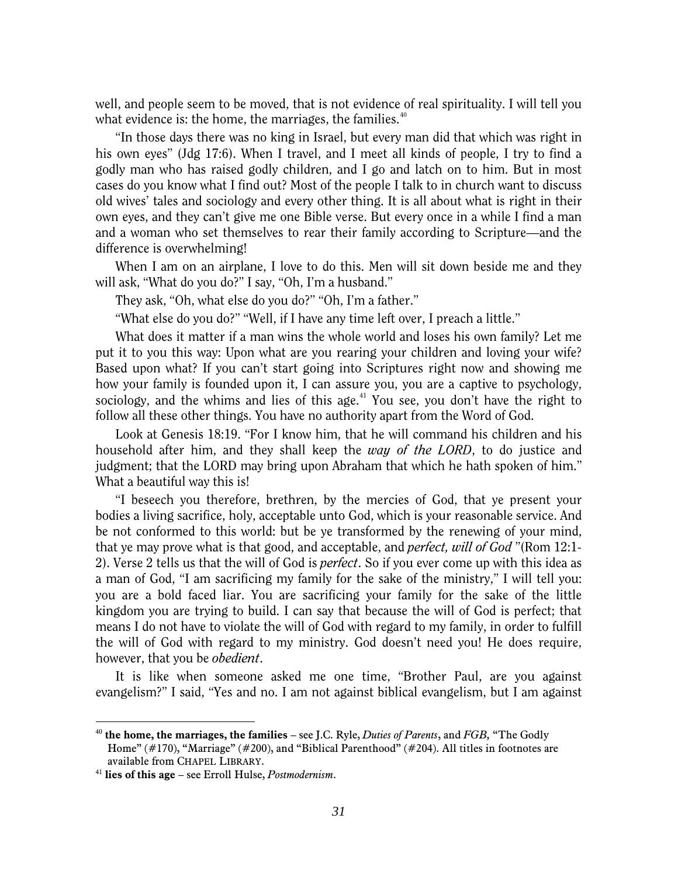well, and people seem to be moved, that is not evidence of real spirituality. I will tell you what evidence is: the home, the marriages, the families.[40]

"In those days there was no king in Israel, but every man did that which was right in his own eyes" (Jdg 17:6). When I travel, and I meet all kinds of people, I try to find a godly man who has raised godly children, and I go and latch on to him. But in most cases do you know what I find out? Most of the people I talk to in church want to discuss old wives' tales and sociology and every other thing. It is all about what is right in their own eyes, and they can't give me one Bible verse. But every once in a while I find a man and a woman who set themselves to rear their family according to Scripture—and the difference is overwhelming!

When I am on an airplane, I love to do this. Men will sit down beside me and they will ask, "What do you do?" I say, "Oh, I'm a husband."

They ask, "Oh, what else do you do?" "Oh, I'm a father."

"What else do you do?" "Well, if I have any time left over, I preach a little."

What does it matter if a man wins the whole world and loses his own family? Let me put it to you this way: Upon what are you rearing your children and loving your wife? Based upon what? If you can't start going into Scriptures right now and showing me how your family is founded upon it, I can assure you, you are a captive to psychology, sociology, and the whims and lies of this age.[41] You see, you don't have the right to follow all these other things. You have no authority apart from the Word of God.

Look at Genesis 18:19. "For I know him, that he will command his children and his household after him, and they shall keep the *way of the LORD*, to do justice and judgment; that the LORD may bring upon Abraham that which he hath spoken of him." What a beautiful way this is!

"I beseech you therefore, brethren, by the mercies of God, that ye present your bodies a living sacrifice, holy, acceptable unto God, which is your reasonable service. And be not conformed to this world: but be ye transformed by the renewing of your mind, that ye may prove what is that good, and acceptable, and *perfect, will of God* "(Rom 12:1-2). Verse 2 tells us that the will of God is *perfect*. So if you ever come up with this idea as a man of God, "I am sacrificing my family for the sake of the ministry," I will tell you: you are a bold faced liar. You are sacrificing your family for the sake of the little kingdom you are trying to build. I can say that because the will of God is perfect; that means I do not have to violate the will of God with regard to my family, in order to fulfill the will of God with regard to my ministry. God doesn't need you! He does require, however, that you be *obedient*.

It is like when someone asked me one time, "Brother Paul, are you against evangelism?" I said, "Yes and no. I am not against biblical evangelism, but I am against

---

[40] **the home, the marriages, the families** – see J.C. Ryle, *Duties of Parents*, and *FGB*, "The Godly Home" (#170), "Marriage" (#200), and "Biblical Parenthood" (#204). All titles in footnotes are available from CHAPEL LIBRARY.

[41] **lies of this age** – see Erroll Hulse, *Postmodernism*.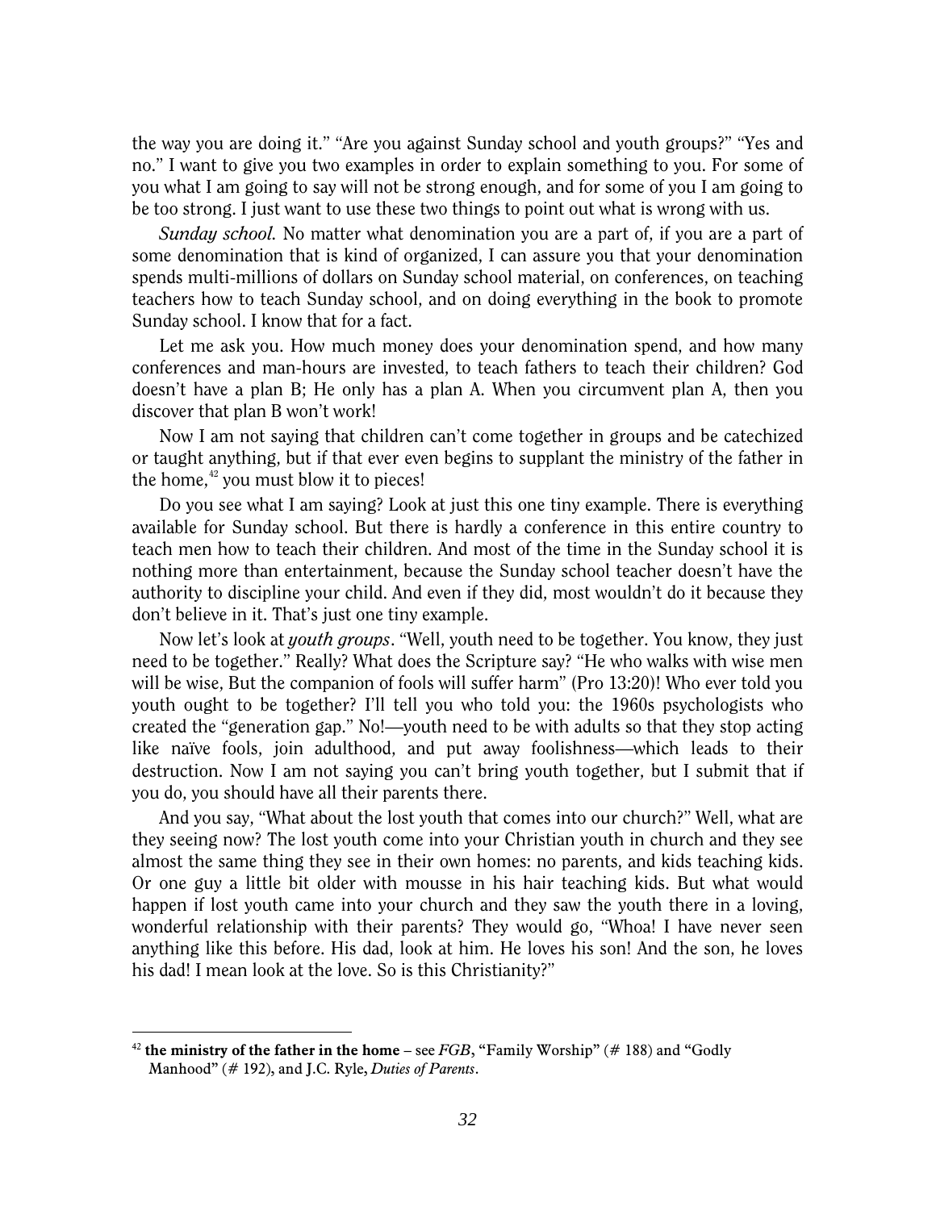the way you are doing it." "Are you against Sunday school and youth groups?" "Yes and no." I want to give you two examples in order to explain something to you. For some of you what I am going to say will not be strong enough, and for some of you I am going to be too strong. I just want to use these two things to point out what is wrong with us.

*Sunday school.* No matter what denomination you are a part of, if you are a part of some denomination that is kind of organized, I can assure you that your denomination spends multi-millions of dollars on Sunday school material, on conferences, on teaching teachers how to teach Sunday school, and on doing everything in the book to promote Sunday school. I know that for a fact.

Let me ask you. How much money does your denomination spend, and how many conferences and man-hours are invested, to teach fathers to teach their children? God doesn't have a plan B; He only has a plan A. When you circumvent plan A, then you discover that plan B won't work!

Now I am not saying that children can't come together in groups and be catechized or taught anything, but if that ever even begins to supplant the ministry of the father in the home,[42] you must blow it to pieces!

Do you see what I am saying? Look at just this one tiny example. There is everything available for Sunday school. But there is hardly a conference in this entire country to teach men how to teach their children. And most of the time in the Sunday school it is nothing more than entertainment, because the Sunday school teacher doesn't have the authority to discipline your child. And even if they did, most wouldn't do it because they don't believe in it. That's just one tiny example.

Now let's look at *youth groups*. "Well, youth need to be together. You know, they just need to be together." Really? What does the Scripture say? "He who walks with wise men will be wise, But the companion of fools will suffer harm" (Pro 13:20)! Who ever told you youth ought to be together? I'll tell you who told you: the 1960s psychologists who created the "generation gap." No!—youth need to be with adults so that they stop acting like naïve fools, join adulthood, and put away foolishness—which leads to their destruction. Now I am not saying you can't bring youth together, but I submit that if you do, you should have all their parents there.

And you say, "What about the lost youth that comes into our church?" Well, what are they seeing now? The lost youth come into your Christian youth in church and they see almost the same thing they see in their own homes: no parents, and kids teaching kids. Or one guy a little bit older with mousse in his hair teaching kids. But what would happen if lost youth came into your church and they saw the youth there in a loving, wonderful relationship with their parents? They would go, "Whoa! I have never seen anything like this before. His dad, look at him. He loves his son! And the son, he loves his dad! I mean look at the love. So is this Christianity?"

---

[42] **the ministry of the father in the home** – see *FGB*, "Family Worship" (# 188) and "Godly Manhood" (# 192), and J.C. Ryle, *Duties of Parents*.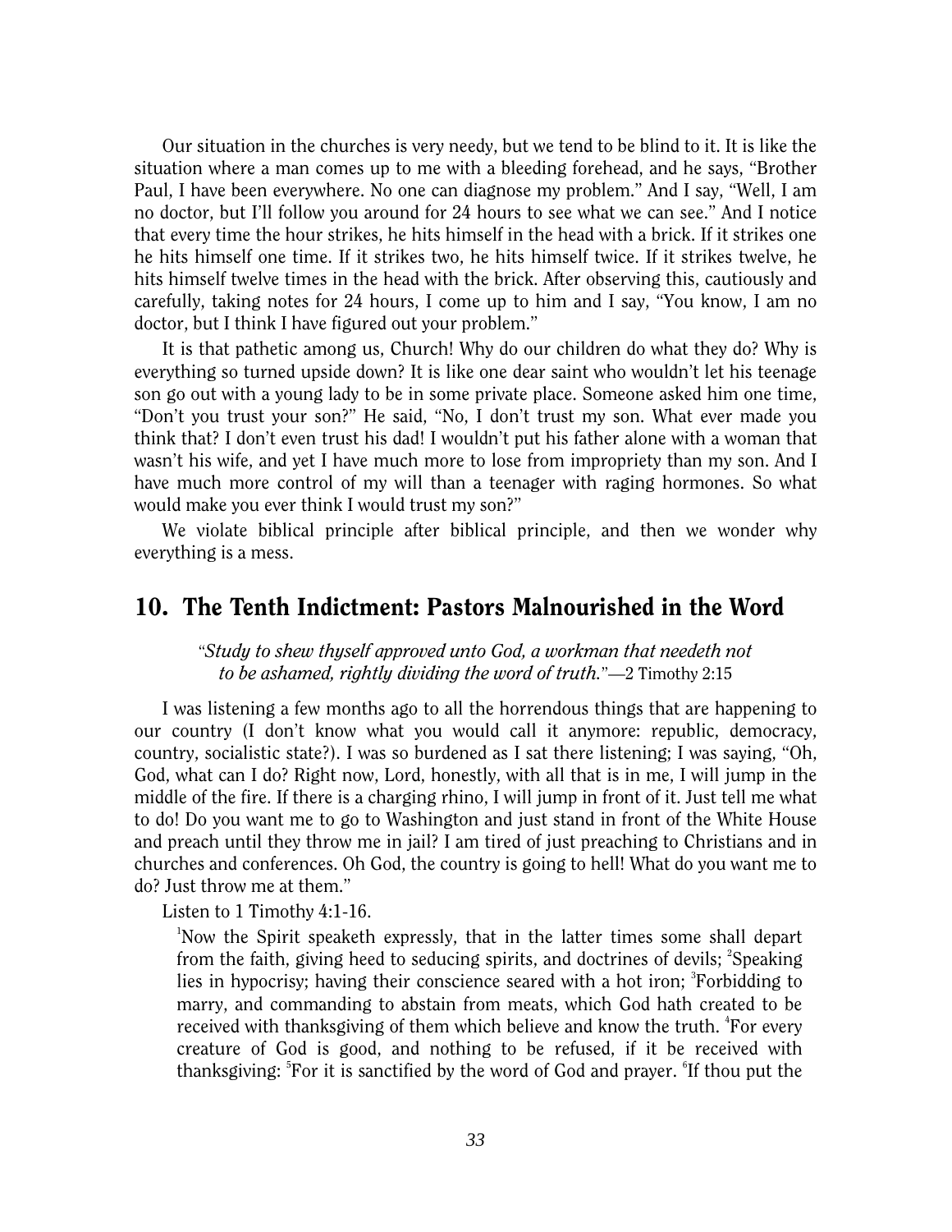Our situation in the churches is very needy, but we tend to be blind to it. It is like the situation where a man comes up to me with a bleeding forehead, and he says, "Brother Paul, I have been everywhere. No one can diagnose my problem." And I say, "Well, I am no doctor, but I'll follow you around for 24 hours to see what we can see." And I notice that every time the hour strikes, he hits himself in the head with a brick. If it strikes one he hits himself one time. If it strikes two, he hits himself twice. If it strikes twelve, he hits himself twelve times in the head with the brick. After observing this, cautiously and carefully, taking notes for 24 hours, I come up to him and I say, "You know, I am no doctor, but I think I have figured out your problem."

It is that pathetic among us, Church! Why do our children do what they do? Why is everything so turned upside down? It is like one dear saint who wouldn't let his teenage son go out with a young lady to be in some private place. Someone asked him one time, "Don't you trust your son?" He said, "No, I don't trust my son. What ever made you think that? I don't even trust his dad! I wouldn't put his father alone with a woman that wasn't his wife, and yet I have much more to lose from impropriety than my son. And I have much more control of my will than a teenager with raging hormones. So what would make you ever think I would trust my son?"

We violate biblical principle after biblical principle, and then we wonder why everything is a mess.

## 10. The Tenth Indictment: Pastors Malnourished in the Word

> "*Study to shew thyself approved unto God, a workman that needeth not to be ashamed, rightly dividing the word of truth.*"—2 Timothy 2:15

I was listening a few months ago to all the horrendous things that are happening to our country (I don't know what you would call it anymore: republic, democracy, country, socialistic state?). I was so burdened as I sat there listening; I was saying, "Oh, God, what can I do? Right now, Lord, honestly, with all that is in me, I will jump in the middle of the fire. If there is a charging rhino, I will jump in front of it. Just tell me what to do! Do you want me to go to Washington and just stand in front of the White House and preach until they throw me in jail? I am tired of just preaching to Christians and in churches and conferences. Oh God, the country is going to hell! What do you want me to do? Just throw me at them."

Listen to 1 Timothy 4:1-16.

> [1]Now the Spirit speaketh expressly, that in the latter times some shall depart from the faith, giving heed to seducing spirits, and doctrines of devils; [2]Speaking lies in hypocrisy; having their conscience seared with a hot iron; [3]Forbidding to marry, and commanding to abstain from meats, which God hath created to be received with thanksgiving of them which believe and know the truth. [4]For every creature of God is good, and nothing to be refused, if it be received with thanksgiving: [5]For it is sanctified by the word of God and prayer. [6]If thou put the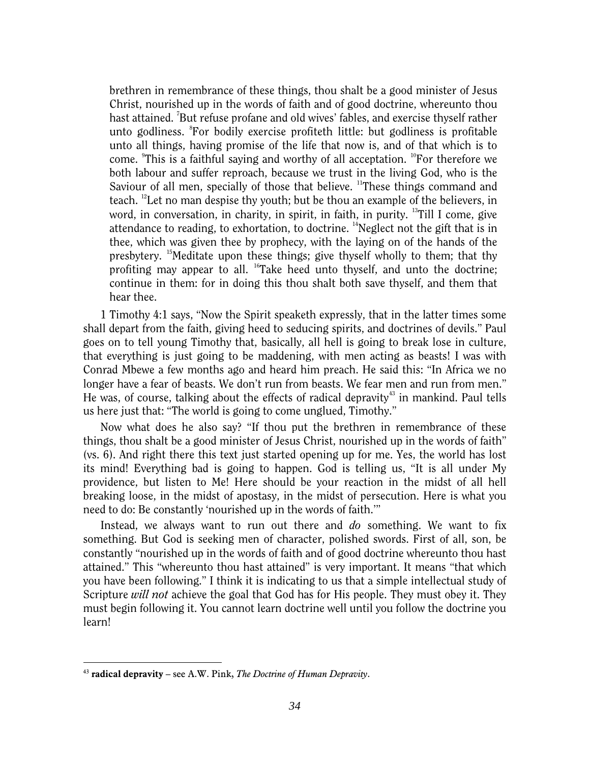> brethren in remembrance of these things, thou shalt be a good minister of Jesus Christ, nourished up in the words of faith and of good doctrine, whereunto thou hast attained. [7]But refuse profane and old wives' fables, and exercise thyself rather unto godliness. [8]For bodily exercise profiteth little: but godliness is profitable unto all things, having promise of the life that now is, and of that which is to come. [9]This is a faithful saying and worthy of all acceptation. [10]For therefore we both labour and suffer reproach, because we trust in the living God, who is the Saviour of all men, specially of those that believe. [11]These things command and teach. [12]Let no man despise thy youth; but be thou an example of the believers, in word, in conversation, in charity, in spirit, in faith, in purity. [13]Till I come, give attendance to reading, to exhortation, to doctrine. [14]Neglect not the gift that is in thee, which was given thee by prophecy, with the laying on of the hands of the presbytery. [15]Meditate upon these things; give thyself wholly to them; that thy profiting may appear to all. [16]Take heed unto thyself, and unto the doctrine; continue in them: for in doing this thou shalt both save thyself, and them that hear thee.

1 Timothy 4:1 says, "Now the Spirit speaketh expressly, that in the latter times some shall depart from the faith, giving heed to seducing spirits, and doctrines of devils." Paul goes on to tell young Timothy that, basically, all hell is going to break lose in culture, that everything is just going to be maddening, with men acting as beasts! I was with Conrad Mbewe a few months ago and heard him preach. He said this: "In Africa we no longer have a fear of beasts. We don't run from beasts. We fear men and run from men." He was, of course, talking about the effects of radical depravity[43] in mankind. Paul tells us here just that: "The world is going to come unglued, Timothy."

Now what does he also say? "If thou put the brethren in remembrance of these things, thou shalt be a good minister of Jesus Christ, nourished up in the words of faith" (vs. 6). And right there this text just started opening up for me. Yes, the world has lost its mind! Everything bad is going to happen. God is telling us, "It is all under My providence, but listen to Me! Here should be your reaction in the midst of all hell breaking loose, in the midst of apostasy, in the midst of persecution. Here is what you need to do: Be constantly 'nourished up in the words of faith.'"

Instead, we always want to run out there and *do* something. We want to fix something. But God is seeking men of character, polished swords. First of all, son, be constantly "nourished up in the words of faith and of good doctrine whereunto thou hast attained." This "whereunto thou hast attained" is very important. It means "that which you have been following." I think it is indicating to us that a simple intellectual study of Scripture *will not* achieve the goal that God has for His people. They must obey it. They must begin following it. You cannot learn doctrine well until you follow the doctrine you learn!

---

[43] **radical depravity** – see A.W. Pink, *The Doctrine of Human Depravity*.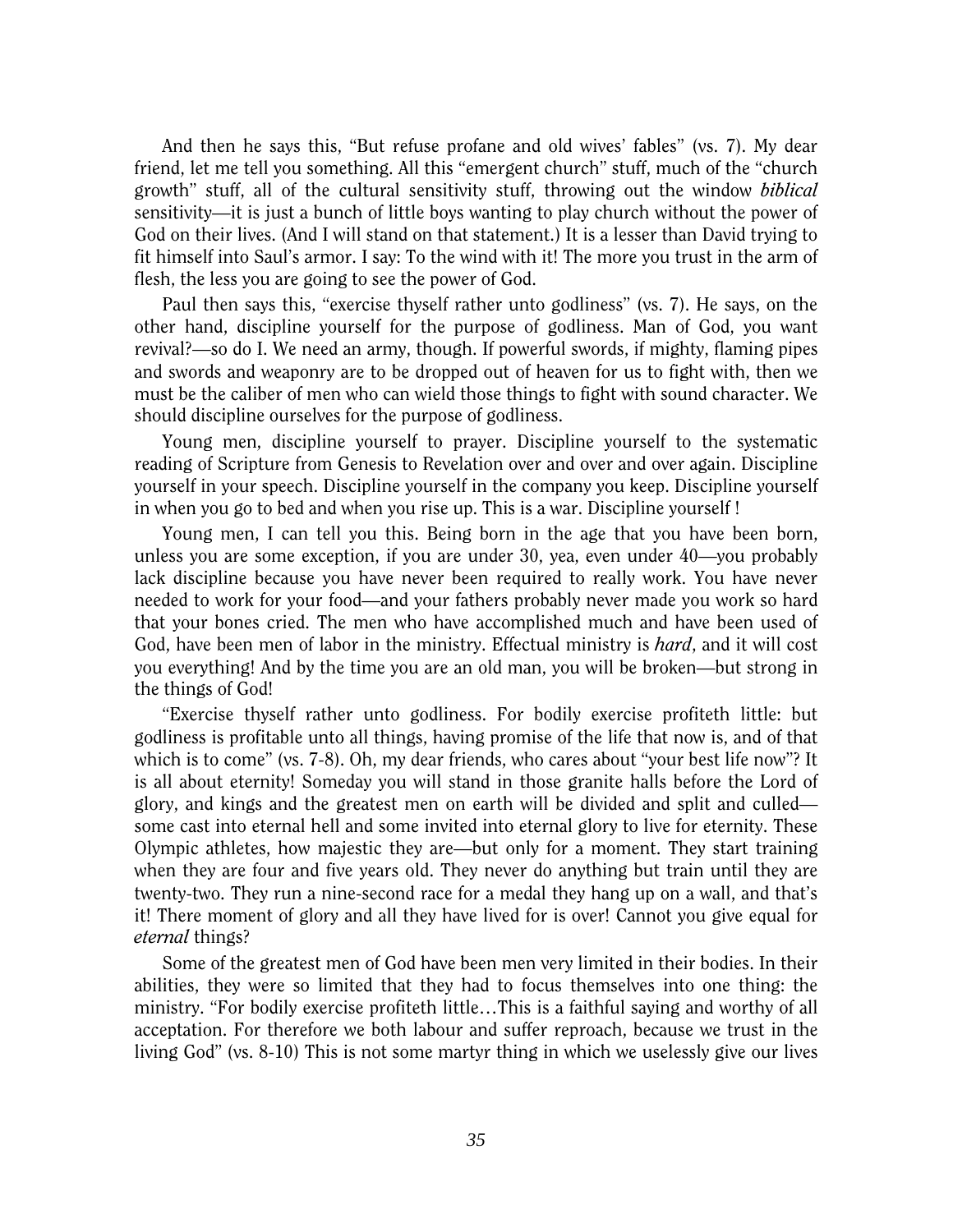And then he says this, "But refuse profane and old wives' fables" (vs. 7). My dear friend, let me tell you something. All this "emergent church" stuff, much of the "church growth" stuff, all of the cultural sensitivity stuff, throwing out the window ***biblical*** sensitivity—it is just a bunch of little boys wanting to play church without the power of God on their lives. (And I will stand on that statement.) It is a lesser than David trying to fit himself into Saul's armor. I say: To the wind with it! The more you trust in the arm of flesh, the less you are going to see the power of God.

Paul then says this, "exercise thyself rather unto godliness" (vs. 7). He says, on the other hand, discipline yourself for the purpose of godliness. Man of God, you want revival?—so do I. We need an army, though. If powerful swords, if mighty, flaming pipes and swords and weaponry are to be dropped out of heaven for us to fight with, then we must be the caliber of men who can wield those things to fight with sound character. We should discipline ourselves for the purpose of godliness.

Young men, discipline yourself to prayer. Discipline yourself to the systematic reading of Scripture from Genesis to Revelation over and over and over again. Discipline yourself in your speech. Discipline yourself in the company you keep. Discipline yourself in when you go to bed and when you rise up. This is a war. Discipline yourself !

Young men, I can tell you this. Being born in the age that you have been born, unless you are some exception, if you are under 30, yea, even under 40—you probably lack discipline because you have never been required to really work. You have never needed to work for your food—and your fathers probably never made you work so hard that your bones cried. The men who have accomplished much and have been used of God, have been men of labor in the ministry. Effectual ministry is ***hard***, and it will cost you everything! And by the time you are an old man, you will be broken—but strong in the things of God!

"Exercise thyself rather unto godliness. For bodily exercise profiteth little: but godliness is profitable unto all things, having promise of the life that now is, and of that which is to come" (vs. 7-8). Oh, my dear friends, who cares about "your best life now"? It is all about eternity! Someday you will stand in those granite halls before the Lord of glory, and kings and the greatest men on earth will be divided and split and culled—some cast into eternal hell and some invited into eternal glory to live for eternity. These Olympic athletes, how majestic they are—but only for a moment. They start training when they are four and five years old. They never do anything but train until they are twenty-two. They run a nine-second race for a medal they hang up on a wall, and that's it! There moment of glory and all they have lived for is over! Cannot you give equal for *eternal* things?

Some of the greatest men of God have been men very limited in their bodies. In their abilities, they were so limited that they had to focus themselves into one thing: the ministry. "For bodily exercise profiteth little…This is a faithful saying and worthy of all acceptation. For therefore we both labour and suffer reproach, because we trust in the living God" (vs. 8-10) This is not some martyr thing in which we uselessly give our lives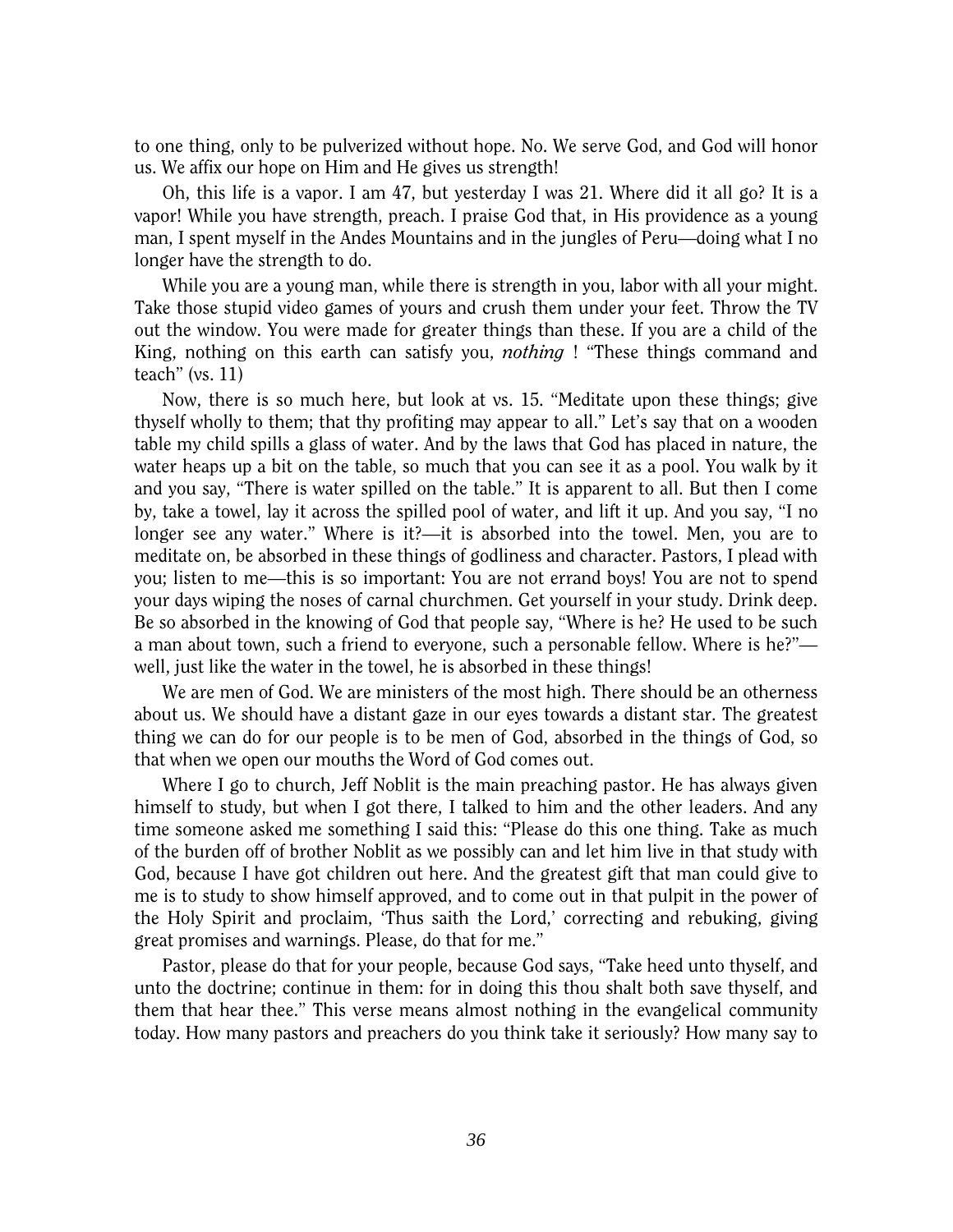to one thing, only to be pulverized without hope. No. We serve God, and God will honor us. We affix our hope on Him and He gives us strength!

Oh, this life is a vapor. I am 47, but yesterday I was 21. Where did it all go? It is a vapor! While you have strength, preach. I praise God that, in His providence as a young man, I spent myself in the Andes Mountains and in the jungles of Peru—doing what I no longer have the strength to do.

While you are a young man, while there is strength in you, labor with all your might. Take those stupid video games of yours and crush them under your feet. Throw the TV out the window. You were made for greater things than these. If you are a child of the King, nothing on this earth can satisfy you, ***nothing*** ! "These things command and teach" (vs. 11)

Now, there is so much here, but look at vs. 15. "Meditate upon these things; give thyself wholly to them; that thy profiting may appear to all." Let's say that on a wooden table my child spills a glass of water. And by the laws that God has placed in nature, the water heaps up a bit on the table, so much that you can see it as a pool. You walk by it and you say, "There is water spilled on the table." It is apparent to all. But then I come by, take a towel, lay it across the spilled pool of water, and lift it up. And you say, "I no longer see any water." Where is it?—it is absorbed into the towel. Men, you are to meditate on, be absorbed in these things of godliness and character. Pastors, I plead with you; listen to me—this is so important: You are not errand boys! You are not to spend your days wiping the noses of carnal churchmen. Get yourself in your study. Drink deep. Be so absorbed in the knowing of God that people say, "Where is he? He used to be such a man about town, such a friend to everyone, such a personable fellow. Where is he?"—well, just like the water in the towel, he is absorbed in these things!

We are men of God. We are ministers of the most high. There should be an otherness about us. We should have a distant gaze in our eyes towards a distant star. The greatest thing we can do for our people is to be men of God, absorbed in the things of God, so that when we open our mouths the Word of God comes out.

Where I go to church, Jeff Noblit is the main preaching pastor. He has always given himself to study, but when I got there, I talked to him and the other leaders. And any time someone asked me something I said this: "Please do this one thing. Take as much of the burden off of brother Noblit as we possibly can and let him live in that study with God, because I have got children out here. And the greatest gift that man could give to me is to study to show himself approved, and to come out in that pulpit in the power of the Holy Spirit and proclaim, 'Thus saith the Lord,' correcting and rebuking, giving great promises and warnings. Please, do that for me."

Pastor, please do that for your people, because God says, "Take heed unto thyself, and unto the doctrine; continue in them: for in doing this thou shalt both save thyself, and them that hear thee." This verse means almost nothing in the evangelical community today. How many pastors and preachers do you think take it seriously? How many say to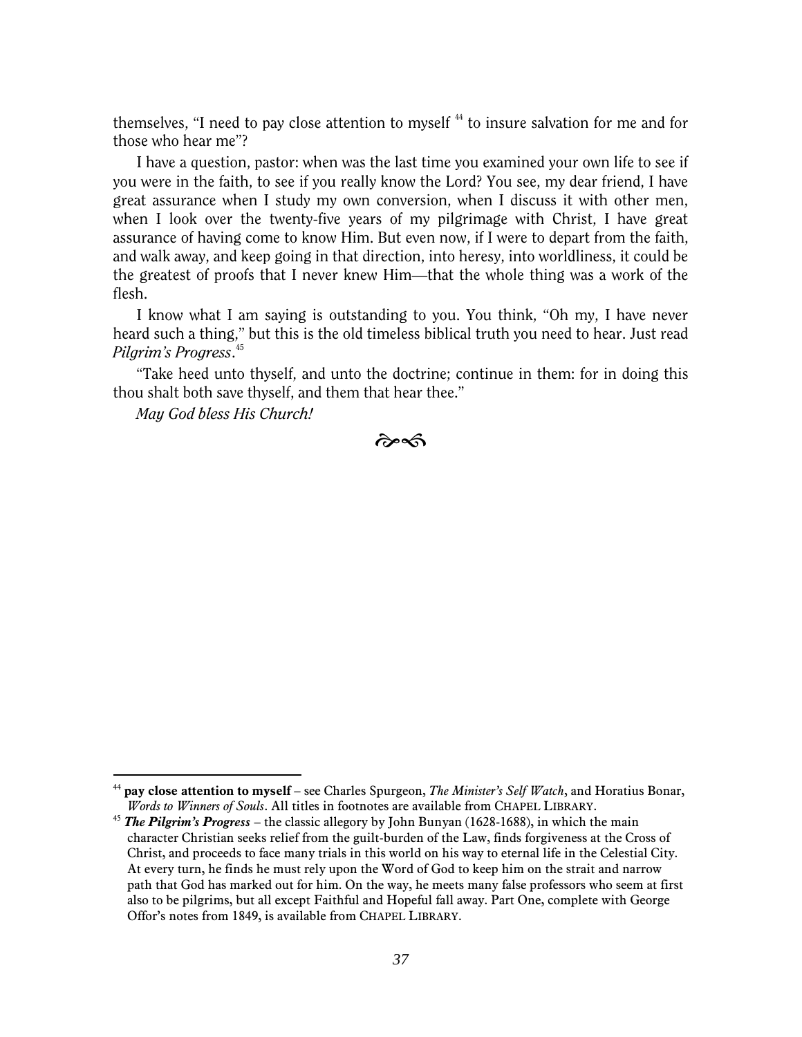themselves, "I need to pay close attention to myself [44] to insure salvation for me and for those who hear me"?

I have a question, pastor: when was the last time you examined your own life to see if you were in the faith, to see if you really know the Lord? You see, my dear friend, I have great assurance when I study my own conversion, when I discuss it with other men, when I look over the twenty-five years of my pilgrimage with Christ, I have great assurance of having come to know Him. But even now, if I were to depart from the faith, and walk away, and keep going in that direction, into heresy, into worldliness, it could be the greatest of proofs that I never knew Him—that the whole thing was a work of the flesh.

I know what I am saying is outstanding to you. You think, "Oh my, I have never heard such a thing," but this is the old timeless biblical truth you need to hear. Just read *Pilgrim's Progress*.[45]

"Take heed unto thyself, and unto the doctrine; continue in them: for in doing this thou shalt both save thyself, and them that hear thee."

*May God bless His Church!*

---

[44] **pay close attention to myself** – see Charles Spurgeon, *The Minister's Self Watch*, and Horatius Bonar, *Words to Winners of Souls*. All titles in footnotes are available from CHAPEL LIBRARY.

[45] ***The Pilgrim's Progress*** – the classic allegory by John Bunyan (1628-1688), in which the main character Christian seeks relief from the guilt-burden of the Law, finds forgiveness at the Cross of Christ, and proceeds to face many trials in this world on his way to eternal life in the Celestial City. At every turn, he finds he must rely upon the Word of God to keep him on the strait and narrow path that God has marked out for him. On the way, he meets many false professors who seem at first also to be pilgrims, but all except Faithful and Hopeful fall away. Part One, complete with George Offor's notes from 1849, is available from CHAPEL LIBRARY.